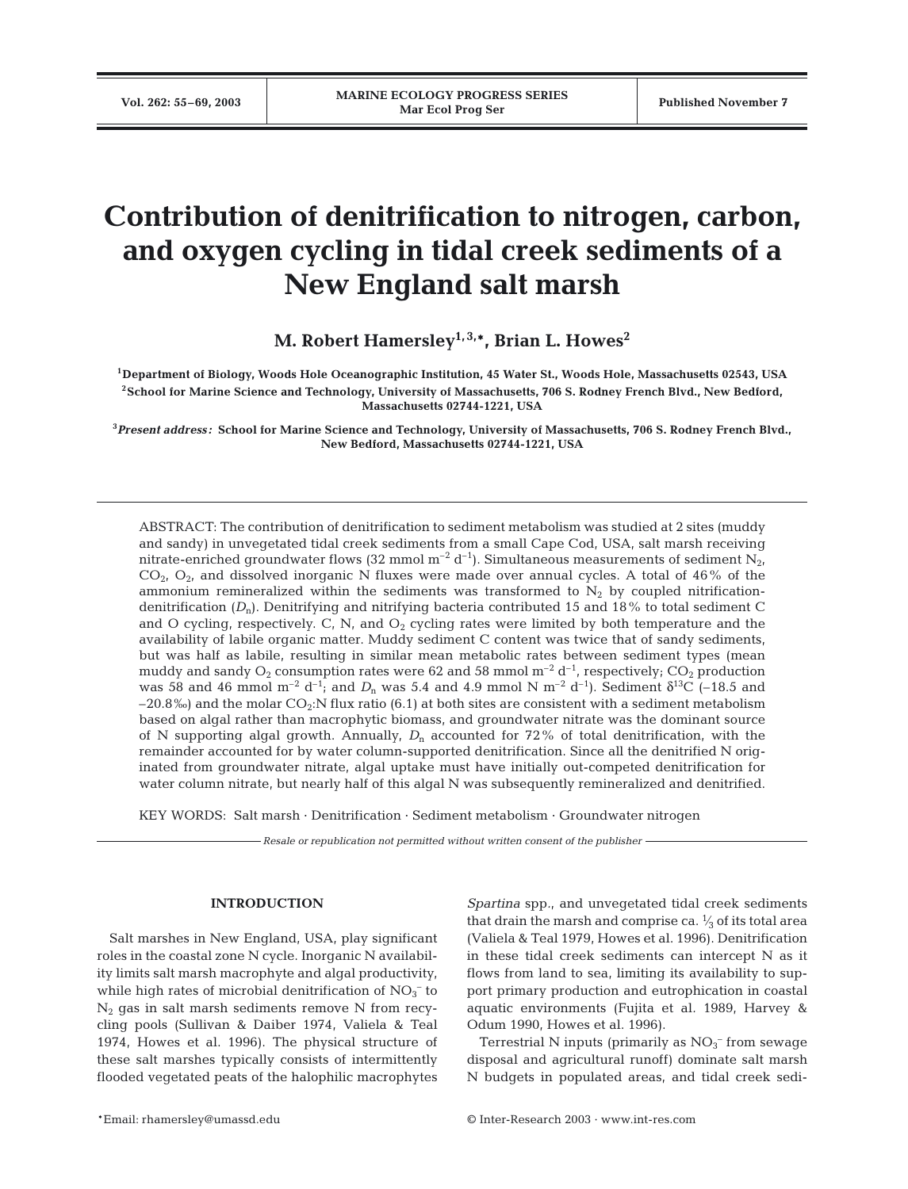# Contribution of denitrification to nitrogen, carbon, and oxygen cycling in tidal creek sediments of a New England salt marsh

**M. Robert Hamersley[1,3,*], Brian L. Howes[2]**

[1]Department of Biology, Woods Hole Oceanographic Institution, 45 Water St., Woods Hole, Massachusetts 02543, USA

[2]School for Marine Science and Technology, University of Massachusetts, 706 S. Rodney French Blvd., New Bedford, Massachusetts 02744-1221, USA

[3]*Present address:* School for Marine Science and Technology, University of Massachusetts, 706 S. Rodney French Blvd., New Bedford, Massachusetts 02744-1221, USA

ABSTRACT: The contribution of denitrification to sediment metabolism was studied at 2 sites (muddy and sandy) in unvegetated tidal creek sediments from a small Cape Cod, USA, salt marsh receiving nitrate-enriched groundwater flows (32 mmol $m^{-2}$ $d^{-1}$). Simultaneous measurements of sediment $N_2$, $CO_2$, $O_2$, and dissolved inorganic N fluxes were made over annual cycles. A total of 46% of the ammonium remineralized within the sediments was transformed to $N_2$ by coupled nitrification-denitrification ($D_n$). Denitrifying and nitrifying bacteria contributed 15 and 18% to total sediment C and O cycling, respectively. C, N, and $O_2$ cycling rates were limited by both temperature and the availability of labile organic matter. Muddy sediment C content was twice that of sandy sediments, but was half as labile, resulting in similar mean metabolic rates between sediment types (mean muddy and sandy $O_2$ consumption rates were 62 and 58 mmol $m^{-2}$ $d^{-1}$, respectively; $CO_2$ production was 58 and 46 mmol $m^{-2}$ $d^{-1}$; and $D_n$ was 5.4 and 4.9 mmol N $m^{-2}$ $d^{-1}$). Sediment $\delta^{13}C$ (–18.5 and –20.8‰) and the molar $CO_2$:N flux ratio (6.1) at both sites are consistent with a sediment metabolism based on algal rather than macrophytic biomass, and groundwater nitrate was the dominant source of N supporting algal growth. Annually, $D_n$ accounted for 72% of total denitrification, with the remainder accounted for by water column-supported denitrification. Since all the denitrified N originated from groundwater nitrate, algal uptake must have initially out-competed denitrification for water column nitrate, but nearly half of this algal N was subsequently remineralized and denitrified.

KEY WORDS: Salt marsh · Denitrification · Sediment metabolism · Groundwater nitrogen

*Resale or republication not permitted without written consent of the publisher*

## INTRODUCTION

Salt marshes in New England, USA, play significant roles in the coastal zone N cycle. Inorganic N availability limits salt marsh macrophyte and algal productivity, while high rates of microbial denitrification of $NO_3^-$ to $N_2$ gas in salt marsh sediments remove N from recycling pools (Sullivan & Daiber 1974, Valiela & Teal 1974, Howes et al. 1996). The physical structure of these salt marshes typically consists of intermittently flooded vegetated peats of the halophilic macrophytes *Spartina* spp., and unvegetated tidal creek sediments that drain the marsh and comprise ca. ⅓ of its total area (Valiela & Teal 1979, Howes et al. 1996). Denitrification in these tidal creek sediments can intercept N as it flows from land to sea, limiting its availability to support primary production and eutrophication in coastal aquatic environments (Fujita et al. 1989, Harvey & Odum 1990, Howes et al. 1996).

Terrestrial N inputs (primarily as $NO_3^-$ from sewage disposal and agricultural runoff) dominate salt marsh N budgets in populated areas, and tidal creek sedi-

*Email: rhamersley@umassd.edu

© Inter-Research 2003 · www.int-res.com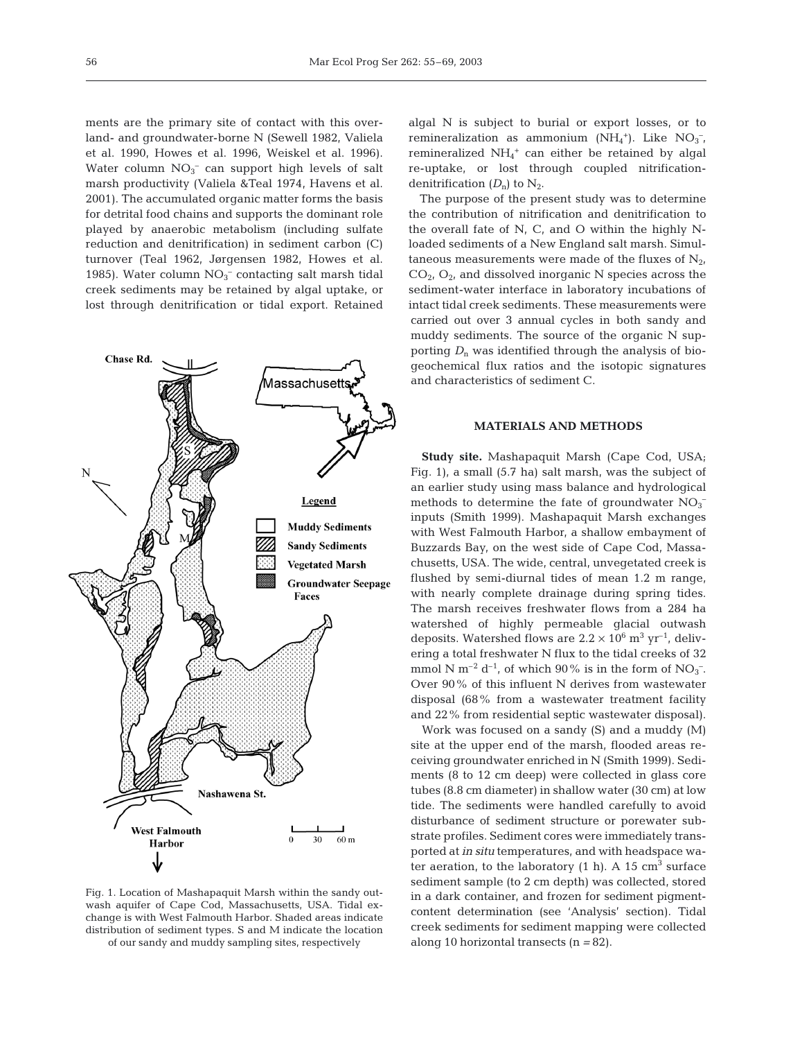ments are the primary site of contact with this overland- and groundwater-borne N (Sewell 1982, Valiela et al. 1990, Howes et al. 1996, Weiskel et al. 1996). Water column $NO_3^-$ can support high levels of salt marsh productivity (Valiela &Teal 1974, Havens et al. 2001). The accumulated organic matter forms the basis for detrital food chains and supports the dominant role played by anaerobic metabolism (including sulfate reduction and denitrification) in sediment carbon (C) turnover (Teal 1962, Jørgensen 1982, Howes et al. 1985). Water column $NO_3^-$ contacting salt marsh tidal creek sediments may be retained by algal uptake, or lost through denitrification or tidal export. Retained algal N is subject to burial or export losses, or to remineralization as ammonium ($NH_4^+$). Like $NO_3^-$, remineralized $NH_4^+$ can either be retained by algal re-uptake, or lost through coupled nitrification-denitrification ($D_n$) to $N_2$.

The purpose of the present study was to determine the contribution of nitrification and denitrification to the overall fate of N, C, and O within the highly N-loaded sediments of a New England salt marsh. Simultaneous measurements were made of the fluxes of $N_2$, $CO_2$, $O_2$, and dissolved inorganic N species across the sediment-water interface in laboratory incubations of intact tidal creek sediments. These measurements were carried out over 3 annual cycles in both sandy and muddy sediments. The source of the organic N supporting $D_n$ was identified through the analysis of biogeochemical flux ratios and the isotopic signatures and characteristics of sediment C.

Fig. 1. Location of Mashapaquit Marsh within the sandy outwash aquifer of Cape Cod, Massachusetts, USA. Tidal exchange is with West Falmouth Harbor. Shaded areas indicate distribution of sediment types. S and M indicate the location of our sandy and muddy sampling sites, respectively

## MATERIALS AND METHODS

**Study site.** Mashapaquit Marsh (Cape Cod, USA; Fig. 1), a small (5.7 ha) salt marsh, was the subject of an earlier study using mass balance and hydrological methods to determine the fate of groundwater $NO_3^-$ inputs (Smith 1999). Mashapaquit Marsh exchanges with West Falmouth Harbor, a shallow embayment of Buzzards Bay, on the west side of Cape Cod, Massachusetts, USA. The wide, central, unvegetated creek is flushed by semi-diurnal tides of mean 1.2 m range, with nearly complete drainage during spring tides. The marsh receives freshwater flows from a 284 ha watershed of highly permeable glacial outwash deposits. Watershed flows are $2.2 \times 10^6$ m$^3$ yr$^{-1}$, delivering a total freshwater N flux to the tidal creeks of 32 mmol N m$^{-2}$ d$^{-1}$, of which 90% is in the form of $NO_3^-$. Over 90% of this influent N derives from wastewater disposal (68% from a wastewater treatment facility and 22% from residential septic wastewater disposal).

Work was focused on a sandy (S) and a muddy (M) site at the upper end of the marsh, flooded areas receiving groundwater enriched in N (Smith 1999). Sediments (8 to 12 cm deep) were collected in glass core tubes (8.8 cm diameter) in shallow water (30 cm) at low tide. The sediments were handled carefully to avoid disturbance of sediment structure or porewater substrate profiles. Sediment cores were immediately transported at *in situ* temperatures, and with headspace water aeration, to the laboratory (1 h). A 15 cm$^3$ surface sediment sample (to 2 cm depth) was collected, stored in a dark container, and frozen for sediment pigment-content determination (see 'Analysis' section). Tidal creek sediments for sediment mapping were collected along 10 horizontal transects (n = 82).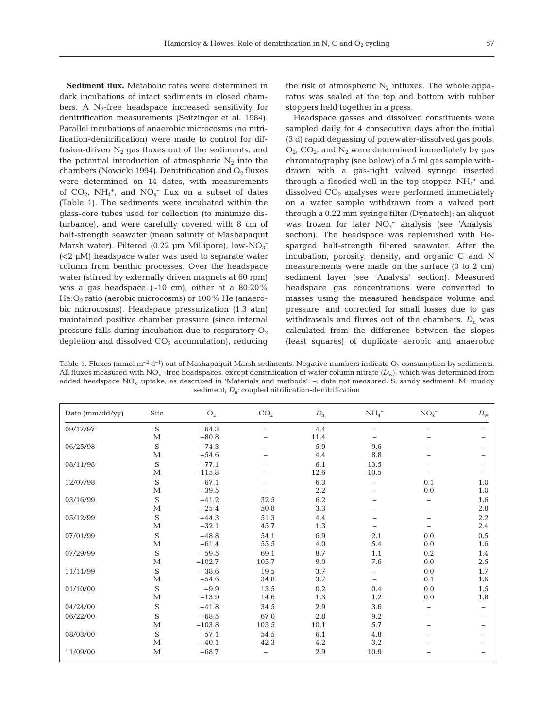**Sediment flux.** Metabolic rates were determined in dark incubations of intact sediments in closed chambers. A $N_2$-free headspace increased sensitivity for denitrification measurements (Seitzinger et al. 1984). Parallel incubations of anaerobic microcosms (no nitrification-denitrification) were made to control for diffusion-driven $N_2$ gas fluxes out of the sediments, and the potential introduction of atmospheric $N_2$ into the chambers (Nowicki 1994). Denitrification and $O_2$ fluxes were determined on 14 dates, with measurements of $CO_2$, $NH_4^+$, and $NO_x^-$ flux on a subset of dates (Table 1). The sediments were incubated within the glass-core tubes used for collection (to minimize disturbance), and were carefully covered with 8 cm of half-strength seawater (mean salinity of Mashapaquit Marsh water). Filtered (0.22 µm Millipore), low-$NO_3^-$ (<2 µM) headspace water was used to separate water column from benthic processes. Over the headspace water (stirred by externally driven magnets at 60 rpm) was a gas headspace (~10 cm), either at a 80:20% He:$O_2$ ratio (aerobic microcosms) or 100% He (anaerobic microcosms). Headspace pressurization (1.3 atm) maintained positive chamber pressure (since internal pressure falls during incubation due to respiratory $O_2$ depletion and dissolved $CO_2$ accumulation), reducing the risk of atmospheric $N_2$ influxes. The whole apparatus was sealed at the top and bottom with rubber stoppers held together in a press.

Headspace gasses and dissolved constituents were sampled daily for 4 consecutive days after the initial (3 d) rapid degassing of porewater-dissolved gas pools. $O_2$, $CO_2$, and $N_2$ were determined immediately by gas chromatography (see below) of a 5 ml gas sample withdrawn with a gas-tight valved syringe inserted through a flooded well in the top stopper. $NH_4^+$ and dissolved $CO_2$ analyses were performed immediately on a water sample withdrawn from a valved port through a 0.22 mm syringe filter (Dynatech); an aliquot was frozen for later $NO_x^-$ analysis (see 'Analysis' section). The headspace was replenished with He-sparged half-strength filtered seawater. After the incubation, porosity, density, and organic C and N measurements were made on the surface (0 to 2 cm) sediment layer (see 'Analysis' section). Measured headspace gas concentrations were converted to masses using the measured headspace volume and pressure, and corrected for small losses due to gas withdrawals and fluxes out of the chambers. $D_n$ was calculated from the difference between the slopes (least squares) of duplicate aerobic and anaerobic

Table 1. Fluxes (mmol m$^{-2}$ d$^{-1}$) out of Mashapaquit Marsh sediments. Negative numbers indicate $O_2$ consumption by sediments. All fluxes measured with $NO_x^-$-free headspaces, except denitrification of water column nitrate ($D_w$), which was determined from added headspace $NO_x^-$ uptake, as described in 'Materials and methods'. –: data not measured. S: sandy sediment; M: muddy sediment; $D_n$: coupled nitrification-denitrification

| Date (mm/dd/yy) | Site | $O_2$ | $CO_2$ | $D_n$ | $NH_4^+$ | $NO_x^-$ | $D_w$ |
|---|---|---|---|---|---|---|---|
| 09/17/97 | S | −64.3 | – | 4.4 | – | – | – |
| | M | −80.8 | – | 11.4 | – | – | – |
| 06/25/98 | S | −74.3 | – | 5.9 | 9.6 | – | – |
| | M | −54.6 | – | 4.4 | 8.8 | – | – |
| 08/11/98 | S | −77.1 | – | 6.1 | 13.5 | – | – |
| | M | −115.8 | – | 12.6 | 10.5 | – | – |
| 12/07/98 | S | −67.1 | – | 6.3 | – | 0.1 | 1.0 |
| | M | −39.5 | – | 2.2 | – | 0.0 | 1.0 |
| 03/16/99 | S | −41.2 | 32.5 | 6.2 | – | – | 1.6 |
| | M | −25.4 | 50.8 | 3.3 | – | – | 2.8 |
| 05/12/99 | S | −44.3 | 51.3 | 4.4 | – | – | 2.2 |
| | M | −32.1 | 45.7 | 1.3 | – | – | 2.4 |
| 07/01/99 | S | −48.8 | 54.1 | 6.9 | 2.1 | 0.0 | 0.5 |
| | M | −61.4 | 55.5 | 4.0 | 5.4 | 0.0 | 1.6 |
| 07/29/99 | S | −59.5 | 69.1 | 8.7 | 1.1 | 0.2 | 1.4 |
| | M | −102.7 | 105.7 | 9.0 | 7.6 | 0.0 | 2.5 |
| 11/11/99 | S | −38.6 | 19.5 | 3.7 | – | 0.0 | 1.7 |
| | M | −54.6 | 34.8 | 3.7 | – | 0.1 | 1.6 |
| 01/10/00 | S | −9.9 | 13.5 | 0.2 | 0.4 | 0.0 | 1.5 |
| | M | −13.9 | 14.6 | 1.3 | 1.2 | 0.0 | 1.8 |
| 04/24/00 | S | −41.8 | 34.5 | 2.9 | 3.6 | – | – |
| 06/22/00 | S | −68.5 | 67.0 | 2.8 | 9.2 | – | – |
| | M | −103.8 | 103.5 | 10.1 | 5.7 | – | – |
| 08/03/00 | S | −57.1 | 54.5 | 6.1 | 4.8 | – | – |
| | M | −40.1 | 42.3 | 4.2 | 3.2 | – | – |
| 11/09/00 | M | −68.7 | – | 2.9 | 10.9 | – | – |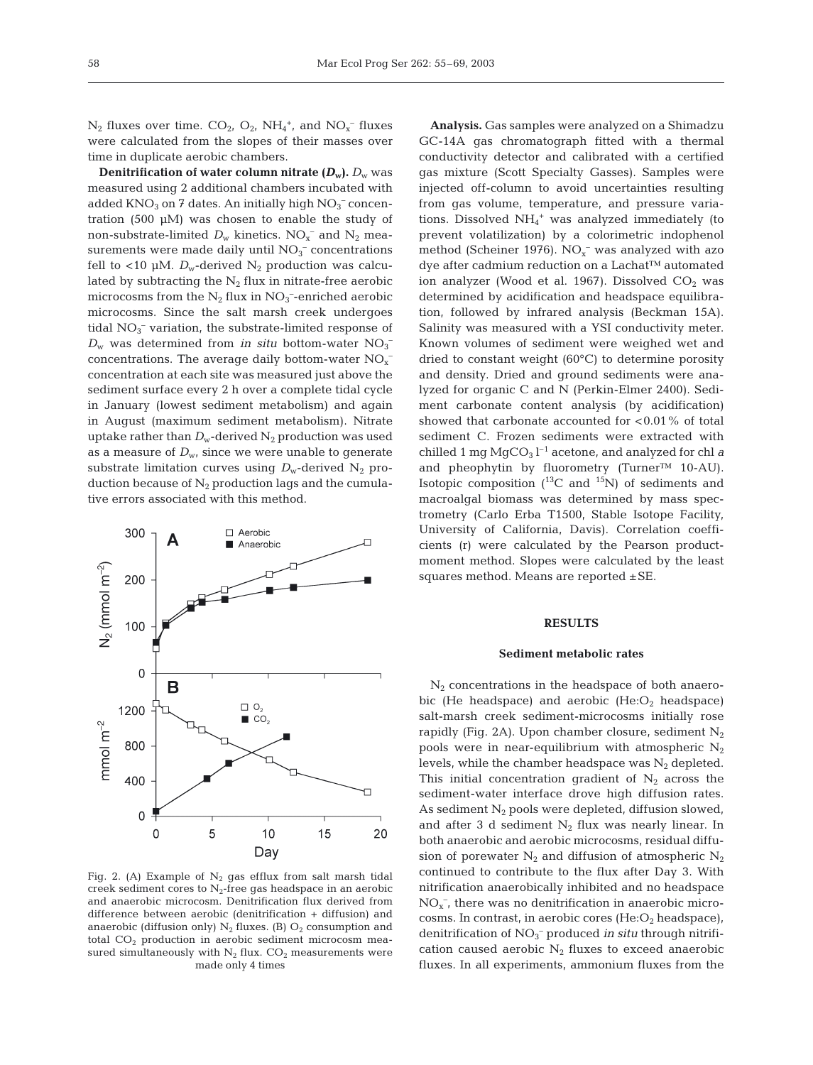$N_2$ fluxes over time. $CO_2$, $O_2$, $NH_4^+$, and $NO_x^-$ fluxes were calculated from the slopes of their masses over time in duplicate aerobic chambers.

**Denitrification of water column nitrate ($D_w$).** $D_w$ was measured using 2 additional chambers incubated with added $KNO_3$ on 7 dates. An initially high $NO_3^-$ concentration (500 µM) was chosen to enable the study of non-substrate-limited $D_w$ kinetics. $NO_x^-$ and $N_2$ measurements were made daily until $NO_3^-$ concentrations fell to <10 µM. $D_w$-derived $N_2$ production was calculated by subtracting the $N_2$ flux in nitrate-free aerobic microcosms from the $N_2$ flux in $NO_3^-$-enriched aerobic microcosms. Since the salt marsh creek undergoes tidal $NO_3^-$ variation, the substrate-limited response of $D_w$ was determined from *in situ* bottom-water $NO_3^-$ concentrations. The average daily bottom-water $NO_x^-$ concentration at each site was measured just above the sediment surface every 2 h over a complete tidal cycle in January (lowest sediment metabolism) and again in August (maximum sediment metabolism). Nitrate uptake rather than $D_w$-derived $N_2$ production was used as a measure of $D_w$, since we were unable to generate substrate limitation curves using $D_w$-derived $N_2$ production because of $N_2$ production lags and the cumulative errors associated with this method.

Fig. 2. (A) Example of $N_2$ gas efflux from salt marsh tidal creek sediment cores to $N_2$-free gas headspace in an aerobic and anaerobic microcosm. Denitrification flux derived from difference between aerobic (denitrification + diffusion) and anaerobic (diffusion only) $N_2$ fluxes. (B) $O_2$ consumption and total $CO_2$ production in aerobic sediment microcosm measured simultaneously with $N_2$ flux. $CO_2$ measurements were made only 4 times

**Analysis.** Gas samples were analyzed on a Shimadzu GC-14A gas chromatograph fitted with a thermal conductivity detector and calibrated with a certified gas mixture (Scott Specialty Gasses). Samples were injected off-column to avoid uncertainties resulting from gas volume, temperature, and pressure variations. Dissolved $NH_4^+$ was analyzed immediately (to prevent volatilization) by a colorimetric indophenol method (Scheiner 1976). $NO_x^-$ was analyzed with azo dye after cadmium reduction on a Lachat™ automated ion analyzer (Wood et al. 1967). Dissolved $CO_2$ was determined by acidification and headspace equilibration, followed by infrared analysis (Beckman 15A). Salinity was measured with a YSI conductivity meter. Known volumes of sediment were weighed wet and dried to constant weight (60°C) to determine porosity and density. Dried and ground sediments were analyzed for organic C and N (Perkin-Elmer 2400). Sediment carbonate content analysis (by acidification) showed that carbonate accounted for <0.01% of total sediment C. Frozen sediments were extracted with chilled 1 mg $MgCO_3$ $l^{-1}$ acetone, and analyzed for chl *a* and pheophytin by fluorometry (Turner™ 10-AU). Isotopic composition ($^{13}C$ and $^{15}N$) of sediments and macroalgal biomass was determined by mass spectrometry (Carlo Erba T1500, Stable Isotope Facility, University of California, Davis). Correlation coefficients (r) were calculated by the Pearson product-moment method. Slopes were calculated by the least squares method. Means are reported ±SE.

## RESULTS

### Sediment metabolic rates

$N_2$ concentrations in the headspace of both anaerobic (He headspace) and aerobic (He:$O_2$ headspace) salt-marsh creek sediment-microcosms initially rose rapidly (Fig. 2A). Upon chamber closure, sediment $N_2$ pools were in near-equilibrium with atmospheric $N_2$ levels, while the chamber headspace was $N_2$ depleted. This initial concentration gradient of $N_2$ across the sediment-water interface drove high diffusion rates. As sediment $N_2$ pools were depleted, diffusion slowed, and after 3 d sediment $N_2$ flux was nearly linear. In both anaerobic and aerobic microcosms, residual diffusion of porewater $N_2$ and diffusion of atmospheric $N_2$ continued to contribute to the flux after Day 3. With nitrification anaerobically inhibited and no headspace $NO_x^-$, there was no denitrification in anaerobic microcosms. In contrast, in aerobic cores (He:$O_2$ headspace), denitrification of $NO_3^-$ produced *in situ* through nitrification caused aerobic $N_2$ fluxes to exceed anaerobic fluxes. In all experiments, ammonium fluxes from the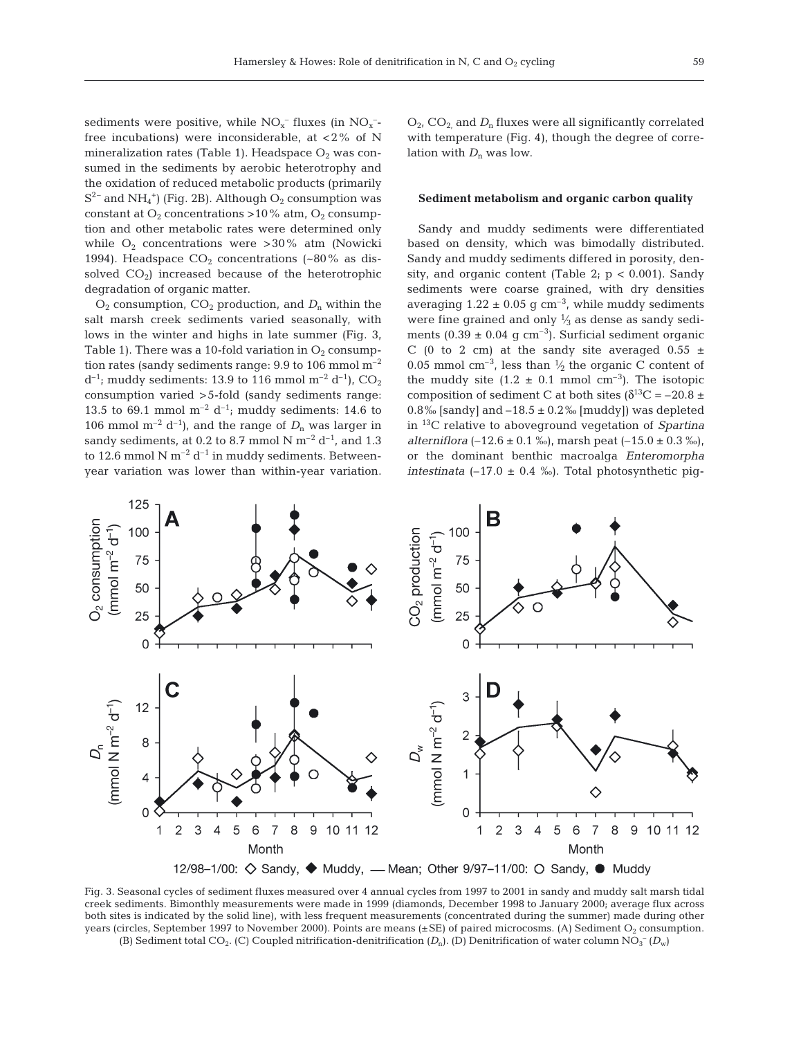sediments were positive, while $NO_x^-$ fluxes (in $NO_x^-$-free incubations) were inconsiderable, at <2% of N mineralization rates (Table 1). Headspace $O_2$ was consumed in the sediments by aerobic heterotrophy and the oxidation of reduced metabolic products (primarily $S^{2-}$ and $NH_4^+$) (Fig. 2B). Although $O_2$ consumption was constant at $O_2$ concentrations >10% atm, $O_2$ consumption and other metabolic rates were determined only while $O_2$ concentrations were >30% atm (Nowicki 1994). Headspace $CO_2$ concentrations (~80% as dissolved $CO_2$) increased because of the heterotrophic degradation of organic matter.

$O_2$ consumption, $CO_2$ production, and $D_n$ within the salt marsh creek sediments varied seasonally, with lows in the winter and highs in late summer (Fig. 3, Table 1). There was a 10-fold variation in $O_2$ consumption rates (sandy sediments range: 9.9 to 106 mmol $m^{-2}$ $d^{-1}$; muddy sediments: 13.9 to 116 mmol $m^{-2}$ $d^{-1}$), $CO_2$ consumption varied >5-fold (sandy sediments range: 13.5 to 69.1 mmol $m^{-2}$ $d^{-1}$; muddy sediments: 14.6 to 106 mmol $m^{-2}$ $d^{-1}$), and the range of $D_n$ was larger in sandy sediments, at 0.2 to 8.7 mmol N $m^{-2}$ $d^{-1}$, and 1.3 to 12.6 mmol N $m^{-2}$ $d^{-1}$ in muddy sediments. Between-year variation was lower than within-year variation. $O_2$, $CO_2$, and $D_n$ fluxes were all significantly correlated with temperature (Fig. 4), though the degree of correlation with $D_n$ was low.

### Sediment metabolism and organic carbon quality

Sandy and muddy sediments were differentiated based on density, which was bimodally distributed. Sandy and muddy sediments differed in porosity, density, and organic content (Table 2; $p < 0.001$). Sandy sediments were coarse grained, with dry densities averaging 1.22 ± 0.05 g $cm^{-3}$, while muddy sediments were fine grained and only ⅓ as dense as sandy sediments (0.39 ± 0.04 g $cm^{-3}$). Surficial sediment organic C (0 to 2 cm) at the sandy site averaged 0.55 ± 0.05 mmol $cm^{-3}$, less than ½ the organic C content of the muddy site (1.2 ± 0.1 mmol $cm^{-3}$). The isotopic composition of sediment C at both sites ($\delta^{13}C = -20.8 \pm 0.8$‰ [sandy] and $-18.5 \pm 0.2$‰ [muddy]) was depleted in $^{13}C$ relative to aboveground vegetation of *Spartina alterniflora* (−12.6 ± 0.1 ‰), marsh peat (−15.0 ± 0.3 ‰), or the dominant benthic macroalga *Enteromorpha intestinata* (−17.0 ± 0.4 ‰). Total photosynthetic pig-

Fig. 3. Seasonal cycles of sediment fluxes measured over 4 annual cycles from 1997 to 2001 in sandy and muddy salt marsh tidal creek sediments. Bimonthly measurements were made in 1999 (diamonds, December 1998 to January 2000; average flux across both sites is indicated by the solid line), with less frequent measurements (concentrated during the summer) made during other years (circles, September 1997 to November 2000). Points are means (±SE) of paired microcosms. (A) Sediment $O_2$ consumption. (B) Sediment total $CO_2$. (C) Coupled nitrification-denitrification ($D_n$). (D) Denitrification of water column $NO_3^-$ ($D_w$)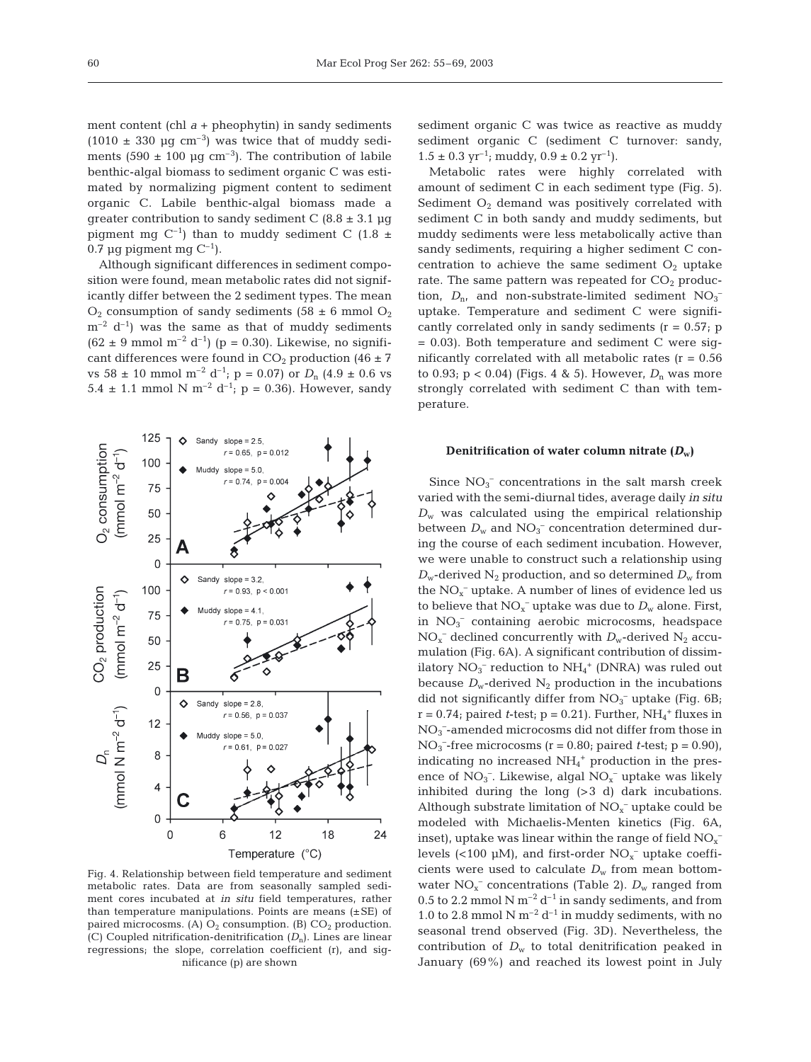ment content (chl *a* + pheophytin) in sandy sediments ($1010 \pm 330$ µg $cm^{-3}$) was twice that of muddy sediments ($590 \pm 100$ µg $cm^{-3}$). The contribution of labile benthic-algal biomass to sediment organic C was estimated by normalizing pigment content to sediment organic C. Labile benthic-algal biomass made a greater contribution to sandy sediment C ($8.8 \pm 3.1$ µg pigment mg $C^{-1}$) than to muddy sediment C ($1.8 \pm 0.7$ µg pigment mg $C^{-1}$).

Although significant differences in sediment composition were found, mean metabolic rates did not significantly differ between the 2 sediment types. The mean $O_2$ consumption of sandy sediments ($58 \pm 6$ mmol $O_2$ $m^{-2}$ $d^{-1}$) was the same as that of muddy sediments ($62 \pm 9$ mmol $m^{-2}$ $d^{-1}$) ($p = 0.30$). Likewise, no significant differences were found in $CO_2$ production ($46 \pm 7$ vs $58 \pm 10$ mmol $m^{-2}$ $d^{-1}$; $p = 0.07$) or $D_n$ ($4.9 \pm 0.6$ vs $5.4 \pm 1.1$ mmol N $m^{-2}$ $d^{-1}$; $p = 0.36$). However, sandy sediment organic C was twice as reactive as muddy sediment organic C (sediment C turnover: sandy, $1.5 \pm 0.3$ $yr^{-1}$; muddy, $0.9 \pm 0.2$ $yr^{-1}$).

Metabolic rates were highly correlated with amount of sediment C in each sediment type (Fig. 5). Sediment $O_2$ demand was positively correlated with sediment C in both sandy and muddy sediments, but muddy sediments were less metabolically active than sandy sediments, requiring a higher sediment C concentration to achieve the same sediment $O_2$ uptake rate. The same pattern was repeated for $CO_2$ production, $D_n$, and non-substrate-limited sediment $NO_3^-$ uptake. Temperature and sediment C were significantly correlated only in sandy sediments ($r = 0.57$; $p = 0.03$). Both temperature and sediment C were significantly correlated with all metabolic rates ($r = 0.56$ to $0.93$; $p < 0.04$) (Figs. 4 & 5). However, $D_n$ was more strongly correlated with sediment C than with temperature.

Fig. 4. Relationship between field temperature and sediment metabolic rates. Data are from seasonally sampled sediment cores incubated at *in situ* field temperatures, rather than temperature manipulations. Points are means (±SE) of paired microcosms. (A) $O_2$ consumption. (B) $CO_2$ production. (C) Coupled nitrification-denitrification ($D_n$). Lines are linear regressions; the slope, correlation coefficient (r), and significance (p) are shown

### Denitrification of water column nitrate ($D_w$)

Since $NO_3^-$ concentrations in the salt marsh creek varied with the semi-diurnal tides, average daily *in situ* $D_w$ was calculated using the empirical relationship between $D_w$ and $NO_3^-$ concentration determined during the course of each sediment incubation. However, we were unable to construct such a relationship using $D_w$-derived $N_2$ production, and so determined $D_w$ from the $NO_x^-$ uptake. A number of lines of evidence led us to believe that $NO_x^-$ uptake was due to $D_w$ alone. First, in $NO_3^-$ containing aerobic microcosms, headspace $NO_x^-$ declined concurrently with $D_w$-derived $N_2$ accumulation (Fig. 6A). A significant contribution of dissimilatory $NO_3^-$ reduction to $NH_4^+$ (DNRA) was ruled out because $D_w$-derived $N_2$ production in the incubations did not significantly differ from $NO_3^-$ uptake (Fig. 6B; $r = 0.74$; paired *t*-test; $p = 0.21$). Further, $NH_4^+$ fluxes in $NO_3^-$-amended microcosms did not differ from those in $NO_3^-$-free microcosms ($r = 0.80$; paired *t*-test; $p = 0.90$), indicating no increased $NH_4^+$ production in the presence of $NO_3^-$. Likewise, algal $NO_x^-$ uptake was likely inhibited during the long (>3 d) dark incubations. Although substrate limitation of $NO_x^-$ uptake could be modeled with Michaelis-Menten kinetics (Fig. 6A, inset), uptake was linear within the range of field $NO_x^-$ levels (<100 µM), and first-order $NO_x^-$ uptake coefficients were used to calculate $D_w$ from mean bottom-water $NO_x^-$ concentrations (Table 2). $D_w$ ranged from 0.5 to 2.2 mmol N $m^{-2}$ $d^{-1}$ in sandy sediments, and from 1.0 to 2.8 mmol N $m^{-2}$ $d^{-1}$ in muddy sediments, with no seasonal trend observed (Fig. 3D). Nevertheless, the contribution of $D_w$ to total denitrification peaked in January (69%) and reached its lowest point in July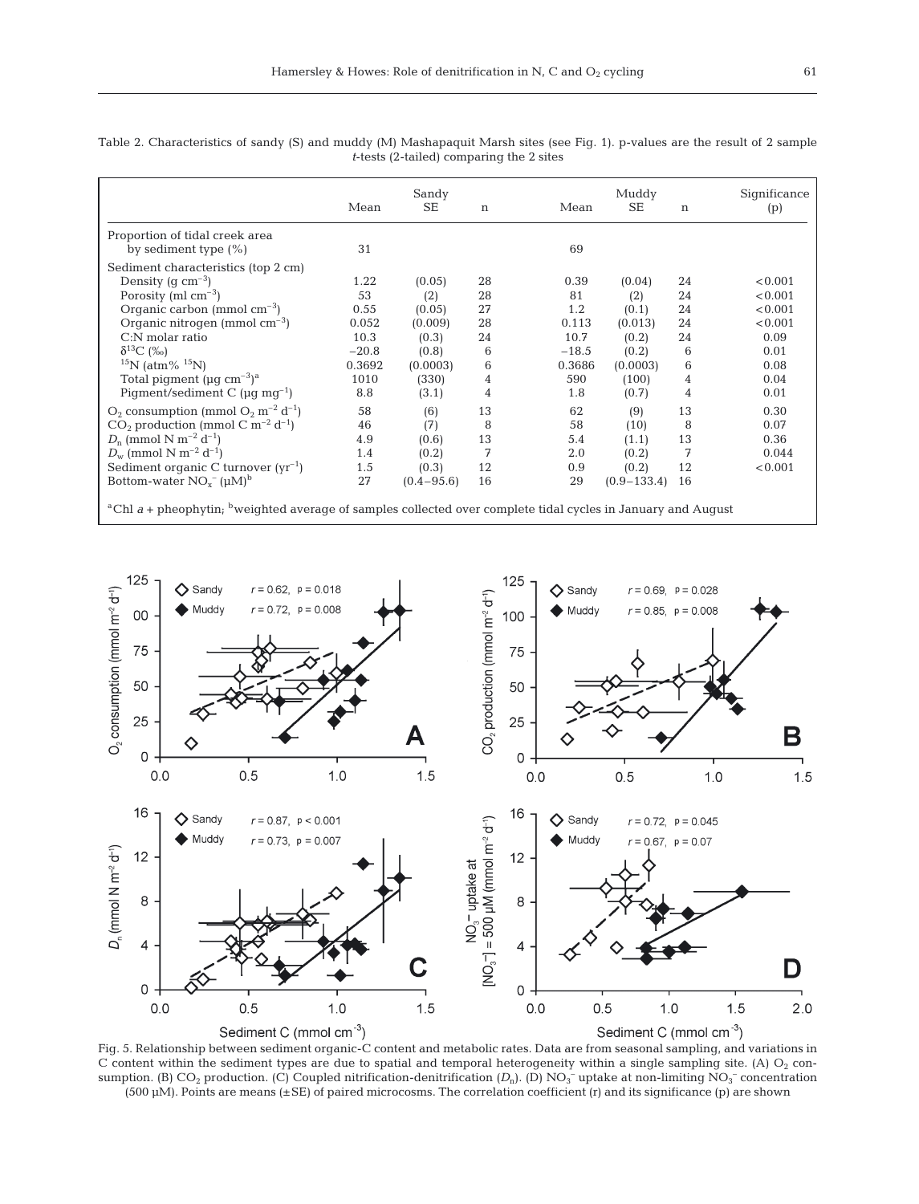Table 2. Characteristics of sandy (S) and muddy (M) Mashapaquit Marsh sites (see Fig. 1). p-values are the result of 2 sample *t*-tests (2-tailed) comparing the 2 sites

| | Sandy | | | Muddy | | | Significance |
|---|---|---|---|---|---|---|---|
| | Mean | SE | n | Mean | SE | n | (p) |
| Proportion of tidal creek area by sediment type (%) | 31 | | | 69 | | | |
| Sediment characteristics (top 2 cm) | | | | | | | |
| Density (g $cm^{-3}$) | 1.22 | (0.05) | 28 | 0.39 | (0.04) | 24 | <0.001 |
| Porosity (ml $cm^{-3}$) | 53 | (2) | 28 | 81 | (2) | 24 | <0.001 |
| Organic carbon (mmol $cm^{-3}$) | 0.55 | (0.05) | 27 | 1.2 | (0.1) | 24 | <0.001 |
| Organic nitrogen (mmol $cm^{-3}$) | 0.052 | (0.009) | 28 | 0.113 | (0.013) | 24 | <0.001 |
| C:N molar ratio | 10.3 | (0.3) | 24 | 10.7 | (0.2) | 24 | 0.09 |
| $\delta^{13}C$ (‰) | −20.8 | (0.8) | 6 | −18.5 | (0.2) | 6 | 0.01 |
| $^{15}N$ (atm% $^{15}N$) | 0.3692 | (0.0003) | 6 | 0.3686 | (0.0003) | 6 | 0.08 |
| Total pigment (µg $cm^{-3}$)[a] | 1010 | (330) | 4 | 590 | (100) | 4 | 0.04 |
| Pigment/sediment C (µg $mg^{-1}$) | 8.8 | (3.1) | 4 | 1.8 | (0.7) | 4 | 0.01 |
| $O_2$ consumption (mmol $O_2$ $m^{-2}$ $d^{-1}$) | 58 | (6) | 13 | 62 | (9) | 13 | 0.30 |
| $CO_2$ production (mmol C $m^{-2}$ $d^{-1}$) | 46 | (7) | 8 | 58 | (10) | 8 | 0.07 |
| $D_n$ (mmol N $m^{-2}$ $d^{-1}$) | 4.9 | (0.6) | 13 | 5.4 | (1.1) | 13 | 0.36 |
| $D_w$ (mmol N $m^{-2}$ $d^{-1}$) | 1.4 | (0.2) | 7 | 2.0 | (0.2) | 7 | 0.044 |
| Sediment organic C turnover ($yr^{-1}$) | 1.5 | (0.3) | 12 | 0.9 | (0.2) | 12 | <0.001 |
| Bottom-water $NO_x^-$ (µM)[b] | 27 | (0.4–95.6) | 16 | 29 | (0.9–133.4) | 16 | |

[a]Chl *a* + pheophytin; [b]weighted average of samples collected over complete tidal cycles in January and August

Fig. 5. Relationship between sediment organic-C content and metabolic rates. Data are from seasonal sampling, and variations in C content within the sediment types are due to spatial and temporal heterogeneity within a single sampling site. (A) $O_2$ consumption. (B) $CO_2$ production. (C) Coupled nitrification-denitrification ($D_n$). (D) $NO_3^-$ uptake at non-limiting $NO_3^-$ concentration (500 µM). Points are means (±SE) of paired microcosms. The correlation coefficient (r) and its significance (p) are shown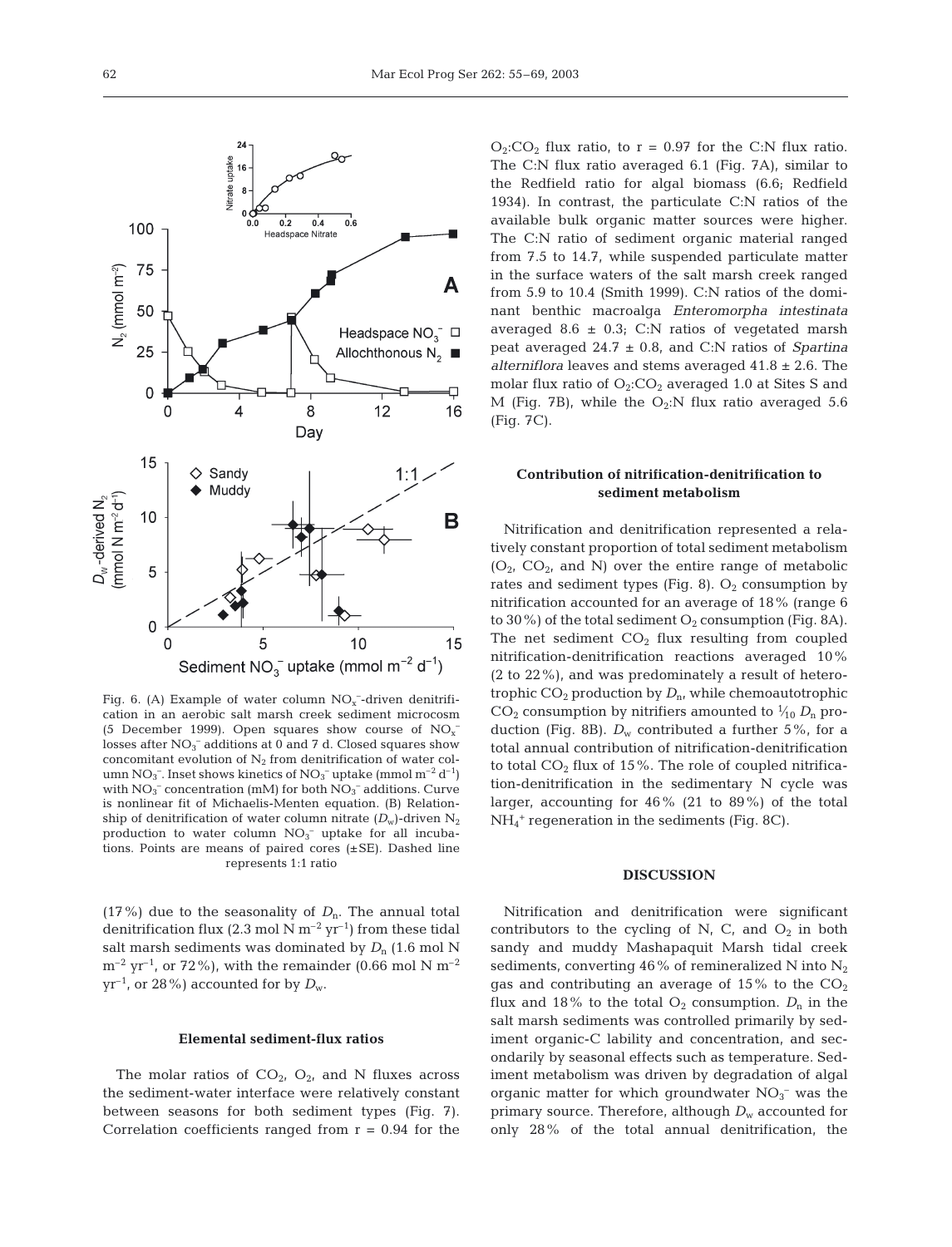Fig. 6. (A) Example of water column $NO_x^-$-driven denitrification in an aerobic salt marsh creek sediment microcosm (5 December 1999). Open squares show course of $NO_x^-$ losses after $NO_3^-$ additions at 0 and 7 d. Closed squares show concomitant evolution of $N_2$ from denitrification of water column $NO_3^-$. Inset shows kinetics of $NO_3^-$ uptake (mmol $m^{-2}$ $d^{-1}$) with $NO_3^-$ concentration (mM) for both $NO_3^-$ additions. Curve is nonlinear fit of Michaelis-Menten equation. (B) Relationship of denitrification of water column nitrate ($D_w$)-driven $N_2$ production to water column $NO_3^-$ uptake for all incubations. Points are means of paired cores (±SE). Dashed line represents 1:1 ratio

(17%) due to the seasonality of $D_n$. The annual total denitrification flux (2.3 mol N $m^{-2}$ $yr^{-1}$) from these tidal salt marsh sediments was dominated by $D_n$ (1.6 mol N $m^{-2}$ $yr^{-1}$, or 72%), with the remainder (0.66 mol N $m^{-2}$ $yr^{-1}$, or 28%) accounted for by $D_w$.

### Elemental sediment-flux ratios

The molar ratios of $CO_2$, $O_2$, and N fluxes across the sediment-water interface were relatively constant between seasons for both sediment types (Fig. 7). Correlation coefficients ranged from r = 0.94 for the $O_2$:$CO_2$ flux ratio, to r = 0.97 for the C:N flux ratio. The C:N flux ratio averaged 6.1 (Fig. 7A), similar to the Redfield ratio for algal biomass (6.6; Redfield 1934). In contrast, the particulate C:N ratios of the available bulk organic matter sources were higher. The C:N ratio of sediment organic material ranged from 7.5 to 14.7, while suspended particulate matter in the surface waters of the salt marsh creek ranged from 5.9 to 10.4 (Smith 1999). C:N ratios of the dominant benthic macroalga *Enteromorpha intestinata* averaged 8.6 ± 0.3; C:N ratios of vegetated marsh peat averaged 24.7 ± 0.8, and C:N ratios of *Spartina alterniflora* leaves and stems averaged 41.8 ± 2.6. The molar flux ratio of $O_2$:$CO_2$ averaged 1.0 at Sites S and M (Fig. 7B), while the $O_2$:N flux ratio averaged 5.6 (Fig. 7C).

### Contribution of nitrification-denitrification to sediment metabolism

Nitrification and denitrification represented a relatively constant proportion of total sediment metabolism ($O_2$, $CO_2$, and N) over the entire range of metabolic rates and sediment types (Fig. 8). $O_2$ consumption by nitrification accounted for an average of 18% (range 6 to 30%) of the total sediment $O_2$ consumption (Fig. 8A). The net sediment $CO_2$ flux resulting from coupled nitrification-denitrification reactions averaged 10% (2 to 22%), and was predominately a result of heterotrophic $CO_2$ production by $D_n$, while chemoautotrophic $CO_2$ consumption by nitrifiers amounted to $\frac{1}{10}$ $D_n$ production (Fig. 8B). $D_w$ contributed a further 5%, for a total annual contribution of nitrification-denitrification to total $CO_2$ flux of 15%. The role of coupled nitrification-denitrification in the sedimentary N cycle was larger, accounting for 46% (21 to 89%) of the total $NH_4^+$ regeneration in the sediments (Fig. 8C).

## DISCUSSION

Nitrification and denitrification were significant contributors to the cycling of N, C, and $O_2$ in both sandy and muddy Mashapaquit Marsh tidal creek sediments, converting 46% of remineralized N into $N_2$ gas and contributing an average of 15% to the $CO_2$ flux and 18% to the total $O_2$ consumption. $D_n$ in the salt marsh sediments was controlled primarily by sediment organic-C lability and concentration, and secondarily by seasonal effects such as temperature. Sediment metabolism was driven by degradation of algal organic matter for which groundwater $NO_3^-$ was the primary source. Therefore, although $D_w$ accounted for only 28% of the total annual denitrification, the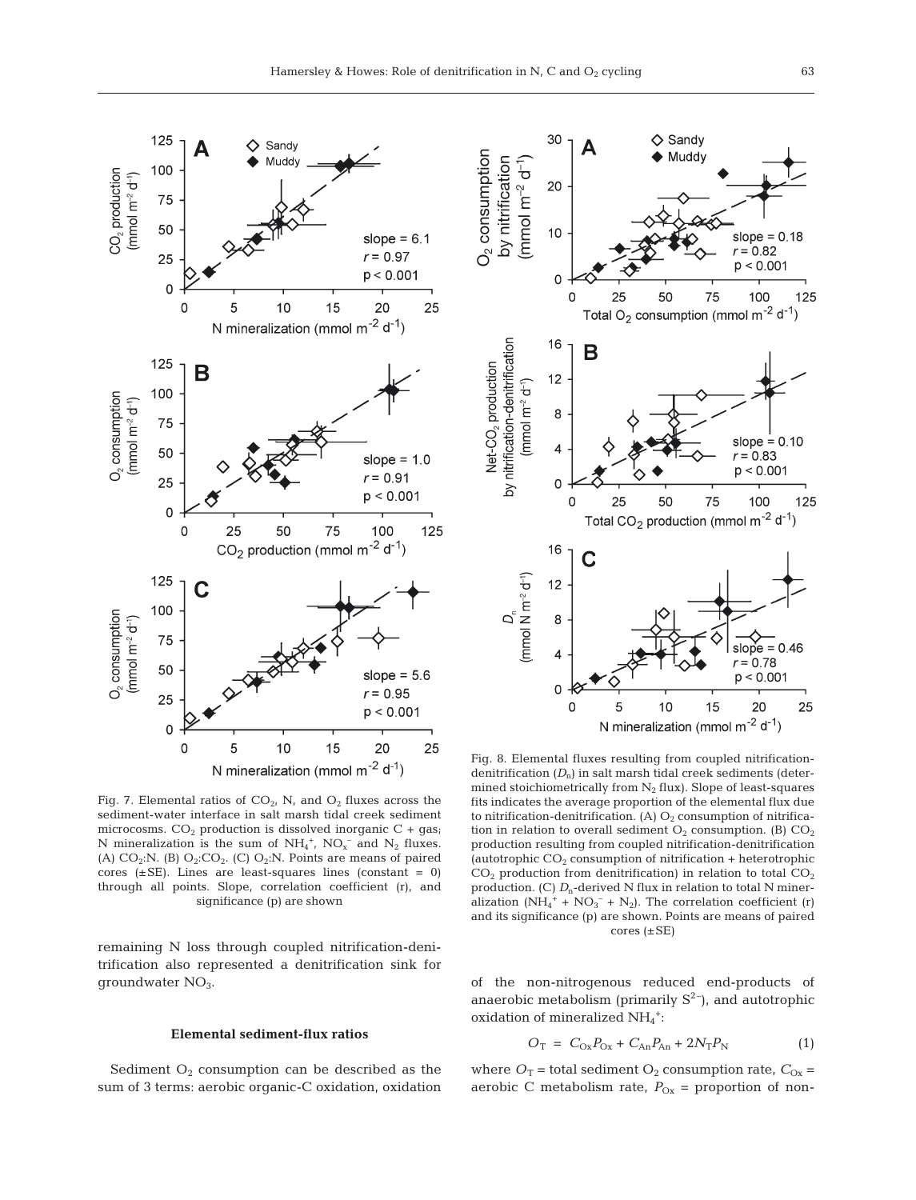Fig. 7. Elemental ratios of $CO_2$, N, and $O_2$ fluxes across the sediment-water interface in salt marsh tidal creek sediment microcosms. $CO_2$ production is dissolved inorganic C + gas; N mineralization is the sum of $NH_4^+$, $NO_x^-$ and $N_2$ fluxes. (A) $CO_2$:N. (B) $O_2$:$CO_2$. (C) $O_2$:N. Points are means of paired cores (±SE). Lines are least-squares lines (constant = 0) through all points. Slope, correlation coefficient (r), and significance (p) are shown

Fig. 8. Elemental fluxes resulting from coupled nitrification-denitrification ($D_n$) in salt marsh tidal creek sediments (determined stoichiometrically from $N_2$ flux). Slope of least-squares fits indicates the average proportion of the elemental flux due to nitrification-denitrification. (A) $O_2$ consumption of nitrification in relation to overall sediment $O_2$ consumption. (B) $CO_2$ production resulting from coupled nitrification-denitrification (autotrophic $CO_2$ consumption of nitrification + heterotrophic $CO_2$ production from denitrification) in relation to total $CO_2$ production. (C) $D_n$-derived N flux in relation to total N mineralization ($NH_4^+$ + $NO_3^-$ + $N_2$). The correlation coefficient (r) and its significance (p) are shown. Points are means of paired cores (±SE)

remaining N loss through coupled nitrification-denitrification also represented a denitrification sink for groundwater $NO_3$.

### Elemental sediment-flux ratios

Sediment $O_2$ consumption can be described as the sum of 3 terms: aerobic organic-C oxidation, oxidation of the non-nitrogenous reduced end-products of anaerobic metabolism (primarily $S^{2-}$), and autotrophic oxidation of mineralized $NH_4^+$:

$$O_T = C_{Ox}P_{Ox} + C_{An}P_{An} + 2N_TP_N \quad (1)$$

where $O_T$ = total sediment $O_2$ consumption rate, $C_{Ox}$ = aerobic C metabolism rate, $P_{Ox}$ = proportion of non-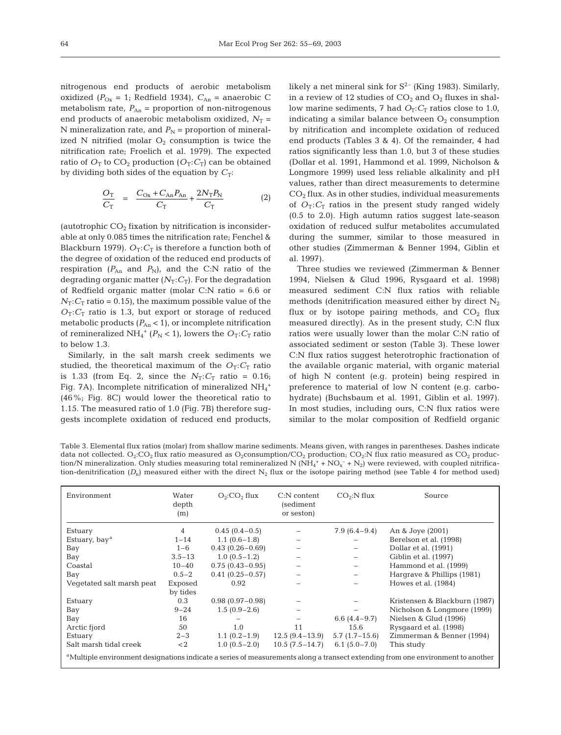nitrogenous end products of aerobic metabolism oxidized ($P_{Ox}$ = 1; Redfield 1934), $C_{An}$ = anaerobic C metabolism rate, $P_{An}$ = proportion of non-nitrogenous end products of anaerobic metabolism oxidized, $N_T$ = N mineralization rate, and $P_N$ = proportion of mineralized N nitrified (molar $O_2$ consumption is twice the nitrification rate; Froelich et al. 1979). The expected ratio of $O_T$ to $CO_2$ production ($O_T$:$C_T$) can be obtained by dividing both sides of the equation by $C_T$:

$$\frac{O_T}{C_T} = \frac{C_{Ox} + C_{An}P_{An}}{C_T} + \frac{2N_T P_N}{C_T} \tag{2}$$

(autotrophic $CO_2$ fixation by nitrification is inconsiderable at only 0.085 times the nitrification rate; Fenchel & Blackburn 1979). $O_T$:$C_T$ is therefore a function both of the degree of oxidation of the reduced end products of respiration ($P_{An}$ and $P_N$), and the C:N ratio of the degrading organic matter ($N_T$:$C_T$). For the degradation of Redfield organic matter (molar C:N ratio = 6.6 or $N_T$:$C_T$ ratio = 0.15), the maximum possible value of the $O_T$:$C_T$ ratio is 1.3, but export or storage of reduced metabolic products ($P_{An}$ < 1), or incomplete nitrification of remineralized $NH_4^+$ ($P_N$ < 1), lowers the $O_T$:$C_T$ ratio to below 1.3.

Similarly, in the salt marsh creek sediments we studied, the theoretical maximum of the $O_T$:$C_T$ ratio is 1.33 (from Eq. 2, since the $N_T$:$C_T$ ratio = 0.16; Fig. 7A). Incomplete nitrification of mineralized $NH_4^+$ (46%; Fig. 8C) would lower the theoretical ratio to 1.15. The measured ratio of 1.0 (Fig. 7B) therefore suggests incomplete oxidation of reduced end products, likely a net mineral sink for $S^{2-}$ (King 1983). Similarly, in a review of 12 studies of $CO_2$ and $O_2$ fluxes in shallow marine sediments, 7 had $O_T$:$C_T$ ratios close to 1.0, indicating a similar balance between $O_2$ consumption by nitrification and incomplete oxidation of reduced end products (Tables 3 & 4). Of the remainder, 4 had ratios significantly less than 1.0, but 3 of these studies (Dollar et al. 1991, Hammond et al. 1999, Nicholson & Longmore 1999) used less reliable alkalinity and pH values, rather than direct measurements to determine $CO_2$ flux. As in other studies, individual measurements of $O_T$:$C_T$ ratios in the present study ranged widely (0.5 to 2.0). High autumn ratios suggest late-season oxidation of reduced sulfur metabolites accumulated during the summer, similar to those measured in other studies (Zimmerman & Benner 1994, Giblin et al. 1997).

Three studies we reviewed (Zimmerman & Benner 1994, Nielsen & Glud 1996, Rysgaard et al. 1998) measured sediment C:N flux ratios with reliable methods (denitrification measured either by direct $N_2$ flux or by isotope pairing methods, and $CO_2$ flux measured directly). As in the present study, C:N flux ratios were usually lower than the molar C:N ratio of associated sediment or seston (Table 3). These lower C:N flux ratios suggest heterotrophic fractionation of the available organic material, with organic material of high N content (e.g. protein) being respired in preference to material of low N content (e.g. carbohydrate) (Buchsbaum et al. 1991, Giblin et al. 1997). In most studies, including ours, C:N flux ratios were similar to the molar composition of Redfield organic

Table 3. Elemental flux ratios (molar) from shallow marine sediments. Means given, with ranges in parentheses. Dashes indicate data not collected. $O_2$:$CO_2$ flux ratio measured as $O_2$consumption/$CO_2$ production; $CO_2$:N flux ratio measured as $CO_2$ production/N mineralization. Only studies measuring total remineralized N ($NH_4^+$ + $NO_x^-$ + $N_2$) were reviewed, with coupled nitrification-denitrification ($D_n$) measured either with the direct $N_2$ flux or the isotope pairing method (see Table 4 for method used)

| Environment | Water depth (m) | $O_2$:$CO_2$ flux | C:N content (sediment or seston) | $CO_2$:N flux | Source |
|---|---|---|---|---|---|
| Estuary | 4 | 0.45 (0.4–0.5) | – | 7.9 (6.4–9.4) | An & Joye (2001) |
| Estuary, bay[a] | 1–14 | 1.1 (0.6–1.8) | – | – | Berelson et al. (1998) |
| Bay | 1–6 | 0.43 (0.26–0.69) | – | – | Dollar et al. (1991) |
| Bay | 3.5–13 | 1.0 (0.5–1.2) | – | – | Giblin et al. (1997) |
| Coastal | 10–40 | 0.75 (0.43–0.95) | – | – | Hammond et al. (1999) |
| Bay | 0.5–2 | 0.41 (0.25–0.57) | – | – | Hargrave & Phillips (1981) |
| Vegetated salt marsh peat | Exposed by tides | 0.92 | – | – | Howes et al. (1984) |
| Estuary | 0.3 | 0.98 (0.97–0.98) | – | – | Kristensen & Blackburn (1987) |
| Bay | 9–24 | 1.5 (0.9–2.6) | – | – | Nicholson & Longmore (1999) |
| Bay | 16 | – | – | 6.6 (4.4–9.7) | Nielsen & Glud (1996) |
| Arctic fjord | 50 | 1.0 | 11 | 15.6 | Rysgaard et al. (1998) |
| Estuary | 2–3 | 1.1 (0.2–1.9) | 12.5 (9.4–13.9) | 5.7 (1.7–15.6) | Zimmerman & Benner (1994) |
| Salt marsh tidal creek | <2 | 1.0 (0.5–2.0) | 10.5 (7.5–14.7) | 6.1 (5.0–7.0) | This study |

[a]Multiple environment designations indicate a series of measurements along a transect extending from one environment to another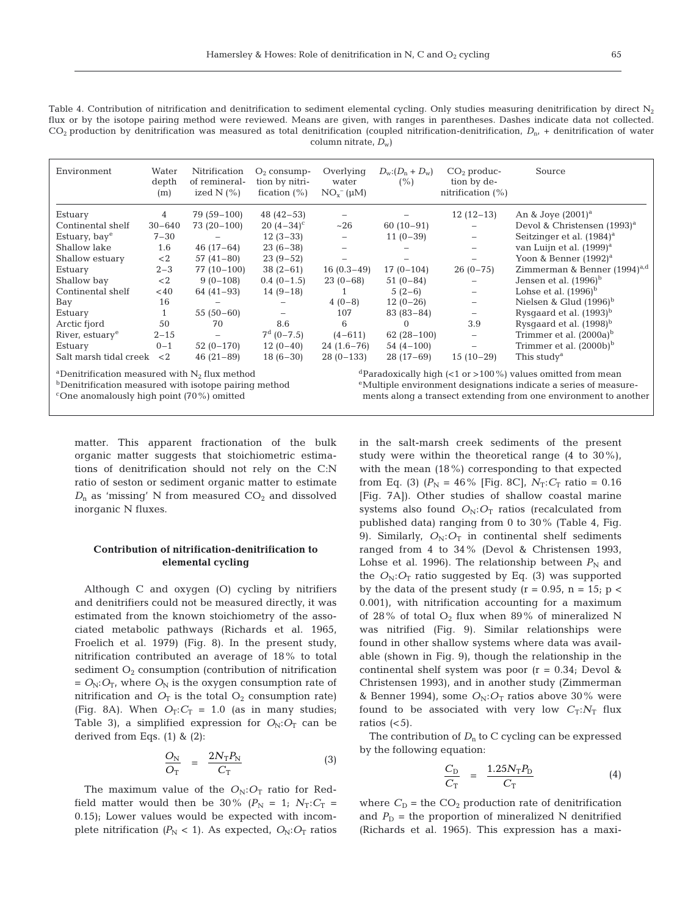Table 4. Contribution of nitrification and denitrification to sediment elemental cycling. Only studies measuring denitrification by direct $N_2$ flux or by the isotope pairing method were reviewed. Means are given, with ranges in parentheses. Dashes indicate data not collected. $CO_2$ production by denitrification was measured as total denitrification (coupled nitrification-denitrification, $D_n$, + denitrification of water column nitrate, $D_w$)

| Environment | Water depth (m) | Nitrification of remineralized N (%) | $O_2$ consumption by nitrification (%) | Overlying water $NO_x^-$ (µM) | $D_w$:($D_n$ + $D_w$) (%) | $CO_2$ production by denitrification (%) | Source |
|---|---|---|---|---|---|---|---|
| Estuary | 4 | 79 (59–100) | 48 (42–53) | – | – | 12 (12–13) | An & Joye (2001)[a] |
| Continental shelf | 30–640 | 73 (20–100) | 20 (4–34)[c] | ~26 | 60 (10–91) | – | Devol & Christensen (1993)[a] |
| Estuary, bay[e] | 7–30 | – | 12 (3–33) | – | 11 (0–39) | – | Seitzinger et al. (1984)[a] |
| Shallow lake | 1.6 | 46 (17–64) | 23 (6–38) | – | – | – | van Luijn et al. (1999)[a] |
| Shallow estuary | <2 | 57 (41–80) | 23 (9–52) | – | – | – | Yoon & Benner (1992)[a] |
| Estuary | 2–3 | 77 (10–100) | 38 (2–61) | 16 (0.3–49) | 17 (0–104) | 26 (0–75) | Zimmerman & Benner (1994)[a,d] |
| Shallow bay | <2 | 9 (0–108) | 0.4 (0–1.5) | 23 (0–68) | 51 (0–84) | – | Jensen et al. (1996)[b] |
| Continental shelf | <40 | 64 (41–93) | 14 (9–18) | 1 | 5 (2–6) | – | Lohse et al. (1996)[b] |
| Bay | 16 | – | – | 4 (0–8) | 12 (0–26) | – | Nielsen & Glud (1996)[b] |
| Estuary | 1 | 55 (50–60) | – | 107 | 83 (83–84) | – | Rysgaard et al. (1993)[b] |
| Arctic fjord | 50 | 70 | 8.6 | 6 | 0 | 3.9 | Rysgaard et al. (1998)[b] |
| River, estuary[e] | 2–15 | – | 7[d] (0–7.5) | (4–611) | 62 (28–100) | – | Trimmer et al. (2000a)[b] |
| Estuary | 0–1 | 52 (0–170) | 12 (0–40) | 24 (1.6–76) | 54 (4–100) | – | Trimmer et al. (2000b)[b] |
| Salt marsh tidal creek | <2 | 46 (21–89) | 18 (6–30) | 28 (0–133) | 28 (17–69) | 15 (10–29) | This study[a] |

[a]Denitrification measured with $N_2$ flux method
[b]Denitrification measured with isotope pairing method
[c]One anomalously high point (70%) omitted
[d]Paradoxically high (<1 or >100%) values omitted from mean
[e]Multiple environment designations indicate a series of measurements along a transect extending from one environment to another

matter. This apparent fractionation of the bulk organic matter suggests that stoichiometric estimations of denitrification should not rely on the C:N ratio of seston or sediment organic matter to estimate $D_n$ as 'missing' N from measured $CO_2$ and dissolved inorganic N fluxes.

## Contribution of nitrification-denitrification to elemental cycling

Although C and oxygen (O) cycling by nitrifiers and denitrifiers could not be measured directly, it was estimated from the known stoichiometry of the associated metabolic pathways (Richards et al. 1965, Froelich et al. 1979) (Fig. 8). In the present study, nitrification contributed an average of 18% to total sediment $O_2$ consumption (contribution of nitrification = $O_N$:$O_T$, where $O_N$ is the oxygen consumption rate of nitrification and $O_T$ is the total $O_2$ consumption rate) (Fig. 8A). When $O_T$:$C_T$ = 1.0 (as in many studies; Table 3), a simplified expression for $O_N$:$O_T$ can be derived from Eqs. (1) & (2):

$$\frac{O_N}{O_T} = \frac{2N_T P_N}{C_T} \quad (3)$$

The maximum value of the $O_N$:$O_T$ ratio for Redfield matter would then be 30% ($P_N$ = 1; $N_T$:$C_T$ = 0.15); Lower values would be expected with incomplete nitrification ($P_N$ < 1). As expected, $O_N$:$O_T$ ratios in the salt-marsh creek sediments of the present study were within the theoretical range (4 to 30%), with the mean (18%) corresponding to that expected from Eq. (3) ($P_N$ = 46% [Fig. 8C], $N_T$:$C_T$ ratio = 0.16 [Fig. 7A]). Other studies of shallow coastal marine systems also found $O_N$:$O_T$ ratios (recalculated from published data) ranging from 0 to 30% (Table 4, Fig. 9). Similarly, $O_N$:$O_T$ in continental shelf sediments ranged from 4 to 34% (Devol & Christensen 1993, Lohse et al. 1996). The relationship between $P_N$ and the $O_N$:$O_T$ ratio suggested by Eq. (3) was supported by the data of the present study ($r$ = 0.95, $n$ = 15; $p$ < 0.001), with nitrification accounting for a maximum of 28% of total $O_2$ flux when 89% of mineralized N was nitrified (Fig. 9). Similar relationships were found in other shallow systems where data was available (shown in Fig. 9), though the relationship in the continental shelf system was poor ($r$ = 0.34; Devol & Christensen 1993), and in another study (Zimmerman & Benner 1994), some $O_N$:$O_T$ ratios above 30% were found to be associated with very low $C_T$:$N_T$ flux ratios (<5).

The contribution of $D_n$ to C cycling can be expressed by the following equation:

$$\frac{C_D}{C_T} = \frac{1.25 N_T P_D}{C_T} \quad (4)$$

where $C_D$ = the $CO_2$ production rate of denitrification and $P_D$ = the proportion of mineralized N denitrified (Richards et al. 1965). This expression has a maxi-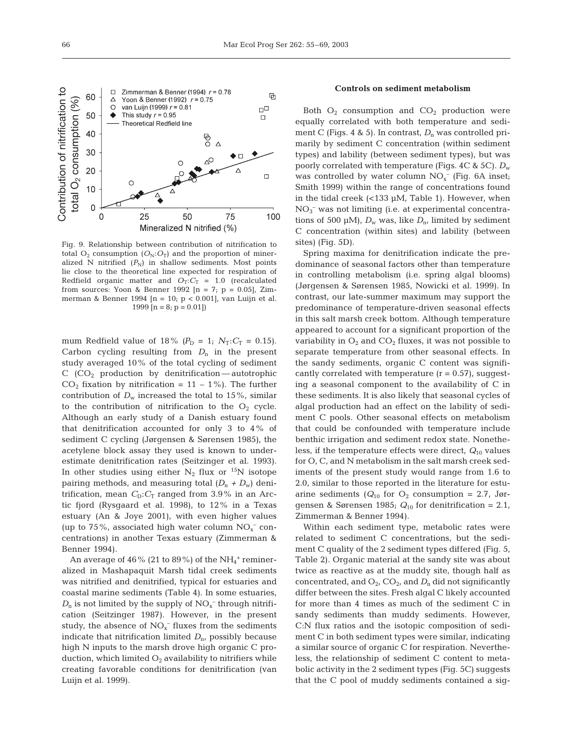Fig. 9. Relationship between contribution of nitrification to total $O_2$ consumption ($O_N$:$O_T$) and the proportion of mineralized N nitrified ($P_N$) in shallow sediments. Most points lie close to the theoretical line expected for respiration of Redfield organic matter and $O_T$:$C_T$ = 1.0 (recalculated from sources: Yoon & Benner 1992 [n = 7; p = 0.05], Zimmerman & Benner 1994 [n = 10; p < 0.001], van Luijn et al. 1999 [n = 8; p = 0.01])

mum Redfield value of 18% ($P_D$ = 1; $N_T$:$C_T$ = 0.15). Carbon cycling resulting from $D_n$ in the present study averaged 10% of the total cycling of sediment C ($CO_2$ production by denitrification — autotrophic $CO_2$ fixation by nitrification = 11 – 1%). The further contribution of $D_w$ increased the total to 15%, similar to the contribution of nitrification to the $O_2$ cycle. Although an early study of a Danish estuary found that denitrification accounted for only 3 to 4% of sediment C cycling (Jørgensen & Sørensen 1985), the acetylene block assay they used is known to underestimate denitrification rates (Seitzinger et al. 1993). In other studies using either $N_2$ flux or $^{15}$N isotope pairing methods, and measuring total ($D_n$ + $D_w$) denitrification, mean $C_D$:$C_T$ ranged from 3.9% in an Arctic fjord (Rysgaard et al. 1998), to 12% in a Texas estuary (An & Joye 2001), with even higher values (up to 75%, associated high water column $NO_x^-$ concentrations) in another Texas estuary (Zimmerman & Benner 1994).

An average of 46% (21 to 89%) of the $NH_4^+$ remineralized in Mashapaquit Marsh tidal creek sediments was nitrified and denitrified, typical for estuaries and coastal marine sediments (Table 4). In some estuaries, $D_n$ is not limited by the supply of $NO_x^-$ through nitrification (Seitzinger 1987). However, in the present study, the absence of $NO_x^-$ fluxes from the sediments indicate that nitrification limited $D_n$, possibly because high N inputs to the marsh drove high organic C production, which limited $O_2$ availability to nitrifiers while creating favorable conditions for denitrification (van Luijn et al. 1999).

### Controls on sediment metabolism

Both $O_2$ consumption and $CO_2$ production were equally correlated with both temperature and sediment C (Figs. 4 & 5). In contrast, $D_n$ was controlled primarily by sediment C concentration (within sediment types) and lability (between sediment types), but was poorly correlated with temperature (Figs. 4C & 5C). $D_w$ was controlled by water column $NO_x^-$ (Fig. 6A inset; Smith 1999) within the range of concentrations found in the tidal creek (<133 µM, Table 1). However, when $NO_3^-$ was not limiting (i.e. at experimental concentrations of 500 µM), $D_w$ was, like $D_n$, limited by sediment C concentration (within sites) and lability (between sites) (Fig. 5D).

Spring maxima for denitrification indicate the predominance of seasonal factors other than temperature in controlling metabolism (i.e. spring algal blooms) (Jørgensen & Sørensen 1985, Nowicki et al. 1999). In contrast, our late-summer maximum may support the predominance of temperature-driven seasonal effects in this salt marsh creek bottom. Although temperature appeared to account for a significant proportion of the variability in $O_2$ and $CO_2$ fluxes, it was not possible to separate temperature from other seasonal effects. In the sandy sediments, organic C content was significantly correlated with temperature (r = 0.57), suggesting a seasonal component to the availability of C in these sediments. It is also likely that seasonal cycles of algal production had an effect on the lability of sediment C pools. Other seasonal effects on metabolism that could be confounded with temperature include benthic irrigation and sediment redox state. Nonetheless, if the temperature effects were direct, $Q_{10}$ values for O, C, and N metabolism in the salt marsh creek sediments of the present study would range from 1.6 to 2.0, similar to those reported in the literature for estuarine sediments ($Q_{10}$ for $O_2$ consumption = 2.7, Jørgensen & Sørensen 1985; $Q_{10}$ for denitrification = 2.1, Zimmerman & Benner 1994).

Within each sediment type, metabolic rates were related to sediment C concentrations, but the sediment C quality of the 2 sediment types differed (Fig. 5, Table 2). Organic material at the sandy site was about twice as reactive as at the muddy site, though half as concentrated, and $O_2$, $CO_2$, and $D_n$ did not significantly differ between the sites. Fresh algal C likely accounted for more than 4 times as much of the sediment C in sandy sediments than muddy sediments. However, C:N flux ratios and the isotopic composition of sediment C in both sediment types were similar, indicating a similar source of organic C for respiration. Nevertheless, the relationship of sediment C content to metabolic activity in the 2 sediment types (Fig. 5C) suggests that the C pool of muddy sediments contained a sig-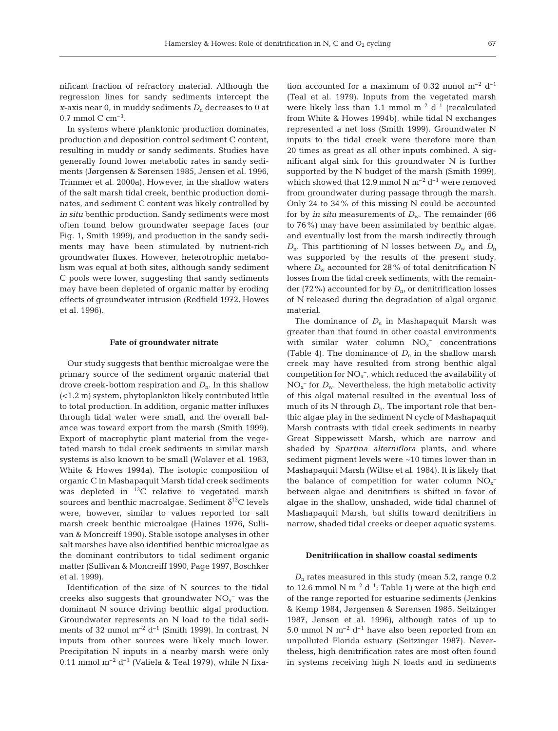nificant fraction of refractory material. Although the regression lines for sandy sediments intercept the *x*-axis near 0, in muddy sediments $D_n$ decreases to 0 at 0.7 mmol C $cm^{-3}$.

In systems where planktonic production dominates, production and deposition control sediment C content, resulting in muddy or sandy sediments. Studies have generally found lower metabolic rates in sandy sediments (Jørgensen & Sørensen 1985, Jensen et al. 1996, Trimmer et al. 2000a). However, in the shallow waters of the salt marsh tidal creek, benthic production dominates, and sediment C content was likely controlled by *in situ* benthic production. Sandy sediments were most often found below groundwater seepage faces (our Fig. 1, Smith 1999), and production in the sandy sediments may have been stimulated by nutrient-rich groundwater fluxes. However, heterotrophic metabolism was equal at both sites, although sandy sediment C pools were lower, suggesting that sandy sediments may have been depleted of organic matter by eroding effects of groundwater intrusion (Redfield 1972, Howes et al. 1996).

## Fate of groundwater nitrate

Our study suggests that benthic microalgae were the primary source of the sediment organic material that drove creek-bottom respiration and $D_n$. In this shallow (<1.2 m) system, phytoplankton likely contributed little to total production. In addition, organic matter influxes through tidal water were small, and the overall balance was toward export from the marsh (Smith 1999). Export of macrophytic plant material from the vegetated marsh to tidal creek sediments in similar marsh systems is also known to be small (Wolaver et al. 1983, White & Howes 1994a). The isotopic composition of organic C in Mashapaquit Marsh tidal creek sediments was depleted in $^{13}C$ relative to vegetated marsh sources and benthic macroalgae. Sediment $\delta^{13}C$ levels were, however, similar to values reported for salt marsh creek benthic microalgae (Haines 1976, Sullivan & Moncreiff 1990). Stable isotope analyses in other salt marshes have also identified benthic microalgae as the dominant contributors to tidal sediment organic matter (Sullivan & Moncreiff 1990, Page 1997, Boschker et al. 1999).

Identification of the size of N sources to the tidal creeks also suggests that groundwater $NO_x^-$ was the dominant N source driving benthic algal production. Groundwater represents an N load to the tidal sediments of 32 mmol $m^{-2}$ $d^{-1}$ (Smith 1999). In contrast, N inputs from other sources were likely much lower. Precipitation N inputs in a nearby marsh were only 0.11 mmol $m^{-2}$ $d^{-1}$ (Valiela & Teal 1979), while N fixation accounted for a maximum of 0.32 mmol $m^{-2}$ $d^{-1}$ (Teal et al. 1979). Inputs from the vegetated marsh were likely less than 1.1 mmol $m^{-2}$ $d^{-1}$ (recalculated from White & Howes 1994b), while tidal N exchanges represented a net loss (Smith 1999). Groundwater N inputs to the tidal creek were therefore more than 20 times as great as all other inputs combined. A significant algal sink for this groundwater N is further supported by the N budget of the marsh (Smith 1999), which showed that 12.9 mmol N $m^{-2}$ $d^{-1}$ were removed from groundwater during passage through the marsh. Only 24 to 34% of this missing N could be accounted for by *in situ* measurements of $D_w$. The remainder (66 to 76%) may have been assimilated by benthic algae, and eventually lost from the marsh indirectly through $D_n$. This partitioning of N losses between $D_w$ and $D_n$ was supported by the results of the present study, where $D_w$ accounted for 28% of total denitrification N losses from the tidal creek sediments, with the remainder (72%) accounted for by $D_n$, or denitrification losses of N released during the degradation of algal organic material.

The dominance of $D_n$ in Mashapaquit Marsh was greater than that found in other coastal environments with similar water column $NO_x^-$ concentrations (Table 4). The dominance of $D_n$ in the shallow marsh creek may have resulted from strong benthic algal competition for $NO_x^-$, which reduced the availability of $NO_x^-$ for $D_w$. Nevertheless, the high metabolic activity of this algal material resulted in the eventual loss of much of its N through $D_n$. The important role that benthic algae play in the sediment N cycle of Mashapaquit Marsh contrasts with tidal creek sediments in nearby Great Sippewissett Marsh, which are narrow and shaded by *Spartina alterniflora* plants, and where sediment pigment levels were ~10 times lower than in Mashapaquit Marsh (Wiltse et al. 1984). It is likely that the balance of competition for water column $NO_x^-$ between algae and denitrifiers is shifted in favor of algae in the shallow, unshaded, wide tidal channel of Mashapaquit Marsh, but shifts toward denitrifiers in narrow, shaded tidal creeks or deeper aquatic systems.

## Denitrification in shallow coastal sediments

$D_n$ rates measured in this study (mean 5.2, range 0.2 to 12.6 mmol N $m^{-2}$ $d^{-1}$; Table 1) were at the high end of the range reported for estuarine sediments (Jenkins & Kemp 1984, Jørgensen & Sørensen 1985, Seitzinger 1987, Jensen et al. 1996), although rates of up to 5.0 mmol N $m^{-2}$ $d^{-1}$ have also been reported from an unpolluted Florida estuary (Seitzinger 1987). Nevertheless, high denitrification rates are most often found in systems receiving high N loads and in sediments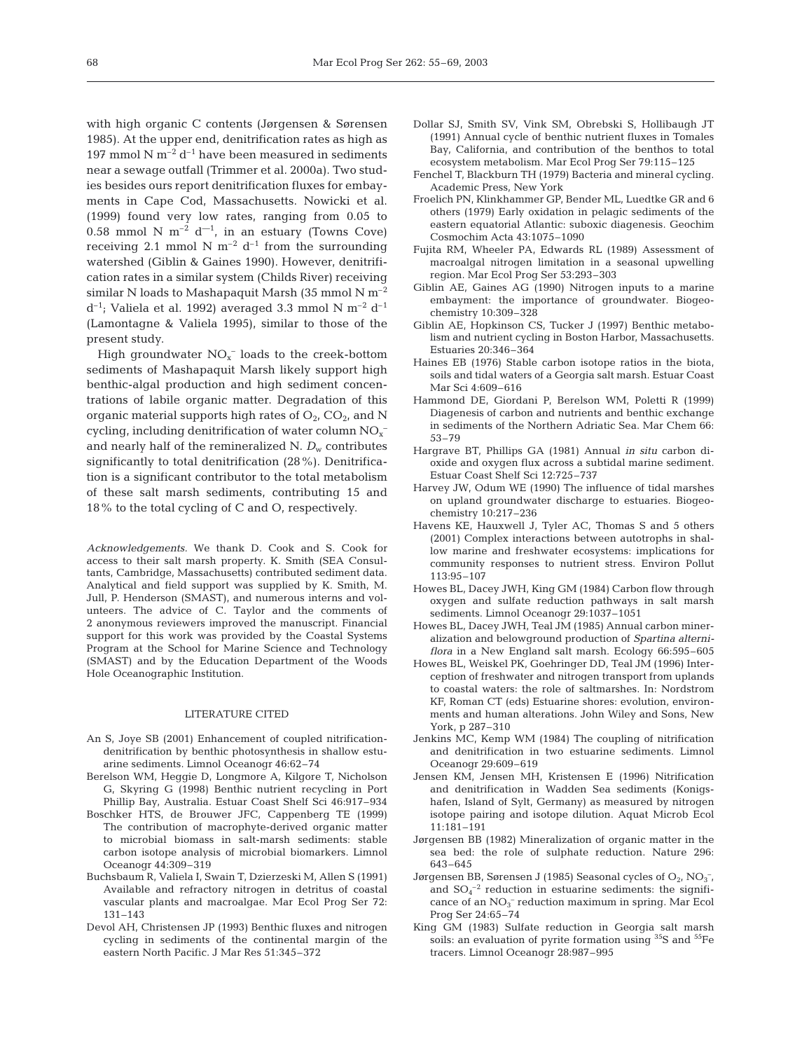with high organic C contents (Jørgensen & Sørensen 1985). At the upper end, denitrification rates as high as 197 mmol N $m^{-2}$ $d^{-1}$ have been measured in sediments near a sewage outfall (Trimmer et al. 2000a). Two studies besides ours report denitrification fluxes for embayments in Cape Cod, Massachusetts. Nowicki et al. (1999) found very low rates, ranging from 0.05 to 0.58 mmol N $m^{-2}$ $d^{-1}$, in an estuary (Towns Cove) receiving 2.1 mmol N $m^{-2}$ $d^{-1}$ from the surrounding watershed (Giblin & Gaines 1990). However, denitrification rates in a similar system (Childs River) receiving similar N loads to Mashapaquit Marsh (35 mmol N $m^{-2}$ $d^{-1}$; Valiela et al. 1992) averaged 3.3 mmol N $m^{-2}$ $d^{-1}$ (Lamontagne & Valiela 1995), similar to those of the present study.

High groundwater $NO_x^-$ loads to the creek-bottom sediments of Mashapaquit Marsh likely support high benthic-algal production and high sediment concentrations of labile organic matter. Degradation of this organic material supports high rates of $O_2$, $CO_2$, and N cycling, including denitrification of water column $NO_x^-$ and nearly half of the remineralized N. $D_w$ contributes significantly to total denitrification (28%). Denitrification is a significant contributor to the total metabolism of these salt marsh sediments, contributing 15 and 18% to the total cycling of C and O, respectively.

*Acknowledgements.* We thank D. Cook and S. Cook for access to their salt marsh property. K. Smith (SEA Consultants, Cambridge, Massachusetts) contributed sediment data. Analytical and field support was supplied by K. Smith, M. Jull, P. Henderson (SMAST), and numerous interns and volunteers. The advice of C. Taylor and the comments of 2 anonymous reviewers improved the manuscript. Financial support for this work was provided by the Coastal Systems Program at the School for Marine Science and Technology (SMAST) and by the Education Department of the Woods Hole Oceanographic Institution.

## LITERATURE CITED

- An S, Joye SB (2001) Enhancement of coupled nitrification-denitrification by benthic photosynthesis in shallow estuarine sediments. Limnol Oceanogr 46:62–74
- Berelson WM, Heggie D, Longmore A, Kilgore T, Nicholson G, Skyring G (1998) Benthic nutrient recycling in Port Phillip Bay, Australia. Estuar Coast Shelf Sci 46:917–934
- Boschker HTS, de Brouwer JFC, Cappenberg TE (1999) The contribution of macrophyte-derived organic matter to microbial biomass in salt-marsh sediments: stable carbon isotope analysis of microbial biomarkers. Limnol Oceanogr 44:309–319
- Buchsbaum R, Valiela I, Swain T, Dzierzeski M, Allen S (1991) Available and refractory nitrogen in detritus of coastal vascular plants and macroalgae. Mar Ecol Prog Ser 72: 131–143
- Devol AH, Christensen JP (1993) Benthic fluxes and nitrogen cycling in sediments of the continental margin of the eastern North Pacific. J Mar Res 51:345–372
- Dollar SJ, Smith SV, Vink SM, Obrebski S, Hollibaugh JT (1991) Annual cycle of benthic nutrient fluxes in Tomales Bay, California, and contribution of the benthos to total ecosystem metabolism. Mar Ecol Prog Ser 79:115–125
- Fenchel T, Blackburn TH (1979) Bacteria and mineral cycling. Academic Press, New York
- Froelich PN, Klinkhammer GP, Bender ML, Luedtke GR and 6 others (1979) Early oxidation in pelagic sediments of the eastern equatorial Atlantic: suboxic diagenesis. Geochim Cosmochim Acta 43:1075–1090
- Fujita RM, Wheeler PA, Edwards RL (1989) Assessment of macroalgal nitrogen limitation in a seasonal upwelling region. Mar Ecol Prog Ser 53:293–303
- Giblin AE, Gaines AG (1990) Nitrogen inputs to a marine embayment: the importance of groundwater. Biogeochemistry 10:309–328
- Giblin AE, Hopkinson CS, Tucker J (1997) Benthic metabolism and nitrogen cycling in Boston Harbor, Massachusetts. Estuaries 20:346–364
- Haines EB (1976) Stable carbon isotope ratios in the biota, soils and tidal waters of a Georgia salt marsh. Estuar Coast Mar Sci 4:609–616
- Hammond DE, Giordani P, Berelson WM, Poletti R (1999) Diagenesis of carbon and nutrients and benthic exchange in sediments of the Northern Adriatic Sea. Mar Chem 66: 53–79
- Hargrave BT, Phillips GA (1981) Annual *in situ* carbon dioxide and oxygen flux across a subtidal marine sediment. Estuar Coast Shelf Sci 12:725–737
- Harvey JW, Odum WE (1990) The influence of tidal marshes on upland groundwater discharge to estuaries. Biogeochemistry 10:217–236
- Havens KE, Hauxwell J, Tyler AC, Thomas S and 5 others (2001) Complex interactions between autotrophs in shallow marine and freshwater ecosystems: implications for community responses to nutrient stress. Environ Pollut 113:95–107
- Howes BL, Dacey JWH, King GM (1984) Carbon flow through oxygen and sulfate reduction pathways in salt marsh sediments. Limnol Oceanogr 29:1037–1051
- Howes BL, Dacey JWH, Teal JM (1985) Annual carbon mineralization and belowground production of *Spartina alterniflora* in a New England salt marsh. Ecology 66:595–605
- Howes BL, Weiskel PK, Goehringer DD, Teal JM (1996) Interception of freshwater and nitrogen transport from uplands to coastal waters: the role of saltmarshes. In: Nordstrom KF, Roman CT (eds) Estuarine shores: evolution, environments and human alterations. John Wiley and Sons, New York, p 287–310
- Jenkins MC, Kemp WM (1984) The coupling of nitrification and denitrification in two estuarine sediments. Limnol Oceanogr 29:609–619
- Jensen KM, Jensen MH, Kristensen E (1996) Nitrification and denitrification in Wadden Sea sediments (Konigshafen, Island of Sylt, Germany) as measured by nitrogen isotope pairing and isotope dilution. Aquat Microb Ecol 11:181–191
- Jørgensen BB (1982) Mineralization of organic matter in the sea bed: the role of sulphate reduction. Nature 296: 643–645
- Jørgensen BB, Sørensen J (1985) Seasonal cycles of $O_2$, $NO_3^-$, and $SO_4^{-2}$ reduction in estuarine sediments: the significance of an $NO_3^-$ reduction maximum in spring. Mar Ecol Prog Ser 24:65–74
- King GM (1983) Sulfate reduction in Georgia salt marsh soils: an evaluation of pyrite formation using $^{35}S$ and $^{55}Fe$ tracers. Limnol Oceanogr 28:987–995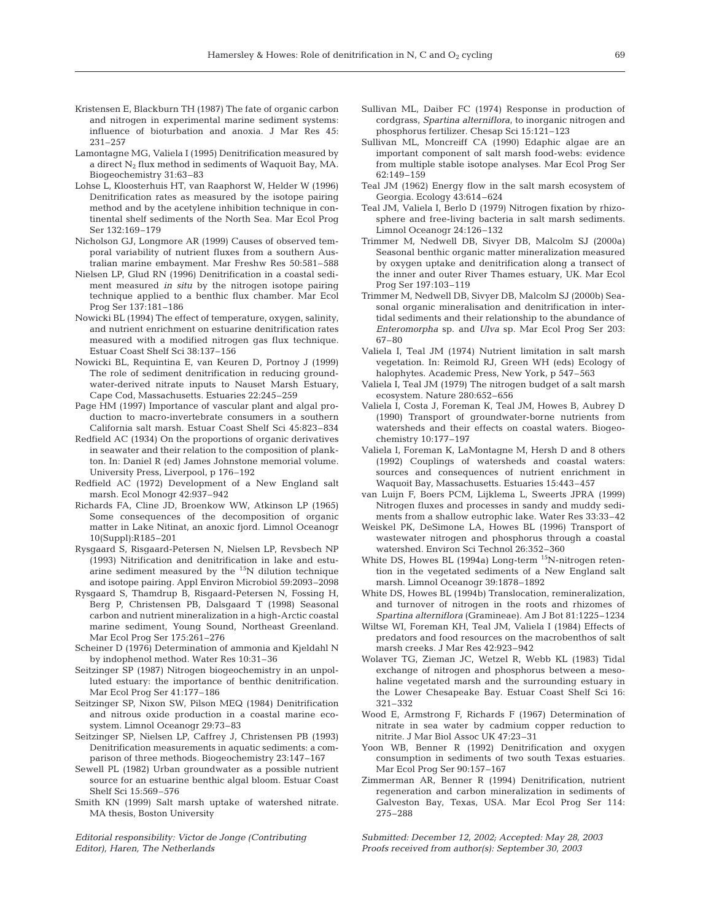Kristensen E, Blackburn TH (1987) The fate of organic carbon and nitrogen in experimental marine sediment systems: influence of bioturbation and anoxia. J Mar Res 45: 231–257

Lamontagne MG, Valiela I (1995) Denitrification measured by a direct $N_2$ flux method in sediments of Waquoit Bay, MA. Biogeochemistry 31:63–83

Lohse L, Kloosterhuis HT, van Raaphorst W, Helder W (1996) Denitrification rates as measured by the isotope pairing method and by the acetylene inhibition technique in continental shelf sediments of the North Sea. Mar Ecol Prog Ser 132:169–179

Nicholson GJ, Longmore AR (1999) Causes of observed temporal variability of nutrient fluxes from a southern Australian marine embayment. Mar Freshw Res 50:581–588

Nielsen LP, Glud RN (1996) Denitrification in a coastal sediment measured *in situ* by the nitrogen isotope pairing technique applied to a benthic flux chamber. Mar Ecol Prog Ser 137:181–186

Nowicki BL (1994) The effect of temperature, oxygen, salinity, and nutrient enrichment on estuarine denitrification rates measured with a modified nitrogen gas flux technique. Estuar Coast Shelf Sci 38:137–156

Nowicki BL, Requintina E, van Keuren D, Portnoy J (1999) The role of sediment denitrification in reducing groundwater-derived nitrate inputs to Nauset Marsh Estuary, Cape Cod, Massachusetts. Estuaries 22:245–259

Page HM (1997) Importance of vascular plant and algal production to macro-invertebrate consumers in a southern California salt marsh. Estuar Coast Shelf Sci 45:823–834

Redfield AC (1934) On the proportions of organic derivatives in seawater and their relation to the composition of plankton. In: Daniel R (ed) James Johnstone memorial volume. University Press, Liverpool, p 176–192

Redfield AC (1972) Development of a New England salt marsh. Ecol Monogr 42:937–942

Richards FA, Cline JD, Broenkow WW, Atkinson LP (1965) Some consequences of the decomposition of organic matter in Lake Nitinat, an anoxic fjord. Limnol Oceanogr 10(Suppl):R185–201

Rysgaard S, Risgaard-Petersen N, Nielsen LP, Revsbech NP (1993) Nitrification and denitrification in lake and estuarine sediment measured by the $^{15}N$ dilution technique and isotope pairing. Appl Environ Microbiol 59:2093–2098

Rysgaard S, Thamdrup B, Risgaard-Petersen N, Fossing H, Berg P, Christensen PB, Dalsgaard T (1998) Seasonal carbon and nutrient mineralization in a high-Arctic coastal marine sediment, Young Sound, Northeast Greenland. Mar Ecol Prog Ser 175:261–276

Scheiner D (1976) Determination of ammonia and Kjeldahl N by indophenol method. Water Res 10:31–36

Seitzinger SP (1987) Nitrogen biogeochemistry in an unpolluted estuary: the importance of benthic denitrification. Mar Ecol Prog Ser 41:177–186

Seitzinger SP, Nixon SW, Pilson MEQ (1984) Denitrification and nitrous oxide production in a coastal marine ecosystem. Limnol Oceanogr 29:73–83

Seitzinger SP, Nielsen LP, Caffrey J, Christensen PB (1993) Denitrification measurements in aquatic sediments: a comparison of three methods. Biogeochemistry 23:147–167

Sewell PL (1982) Urban groundwater as a possible nutrient source for an estuarine benthic algal bloom. Estuar Coast Shelf Sci 15:569–576

Smith KN (1999) Salt marsh uptake of watershed nitrate. MA thesis, Boston University

Sullivan ML, Daiber FC (1974) Response in production of cordgrass, *Spartina alterniflora*, to inorganic nitrogen and phosphorus fertilizer. Chesap Sci 15:121–123

Sullivan ML, Moncreiff CA (1990) Edaphic algae are an important component of salt marsh food-webs: evidence from multiple stable isotope analyses. Mar Ecol Prog Ser 62:149–159

Teal JM (1962) Energy flow in the salt marsh ecosystem of Georgia. Ecology 43:614–624

Teal JM, Valiela I, Berlo D (1979) Nitrogen fixation by rhizosphere and free-living bacteria in salt marsh sediments. Limnol Oceanogr 24:126–132

Trimmer M, Nedwell DB, Sivyer DB, Malcolm SJ (2000a) Seasonal benthic organic matter mineralization measured by oxygen uptake and denitrification along a transect of the inner and outer River Thames estuary, UK. Mar Ecol Prog Ser 197:103–119

Trimmer M, Nedwell DB, Sivyer DB, Malcolm SJ (2000b) Seasonal organic mineralisation and denitrification in intertidal sediments and their relationship to the abundance of *Enteromorpha* sp. and *Ulva* sp. Mar Ecol Prog Ser 203: 67–80

Valiela I, Teal JM (1974) Nutrient limitation in salt marsh vegetation. In: Reimold RJ, Green WH (eds) Ecology of halophytes. Academic Press, New York, p 547–563

Valiela I, Teal JM (1979) The nitrogen budget of a salt marsh ecosystem. Nature 280:652–656

Valiela I, Costa J, Foreman K, Teal JM, Howes B, Aubrey D (1990) Transport of groundwater-borne nutrients from watersheds and their effects on coastal waters. Biogeochemistry 10:177–197

Valiela I, Foreman K, LaMontagne M, Hersh D and 8 others (1992) Couplings of watersheds and coastal waters: sources and consequences of nutrient enrichment in Waquoit Bay, Massachusetts. Estuaries 15:443–457

van Luijn F, Boers PCM, Lijklema L, Sweerts JPRA (1999) Nitrogen fluxes and processes in sandy and muddy sediments from a shallow eutrophic lake. Water Res 33:33–42

Weiskel PK, DeSimone LA, Howes BL (1996) Transport of wastewater nitrogen and phosphorus through a coastal watershed. Environ Sci Technol 26:352–360

White DS, Howes BL (1994a) Long-term $^{15}N$-nitrogen retention in the vegetated sediments of a New England salt marsh. Limnol Oceanogr 39:1878–1892

White DS, Howes BL (1994b) Translocation, remineralization, and turnover of nitrogen in the roots and rhizomes of *Spartina alterniflora* (Gramineae). Am J Bot 81:1225–1234

Wiltse WI, Foreman KH, Teal JM, Valiela I (1984) Effects of predators and food resources on the macrobenthos of salt marsh creeks. J Mar Res 42:923–942

Wolaver TG, Zieman JC, Wetzel R, Webb KL (1983) Tidal exchange of nitrogen and phosphorus between a mesohaline vegetated marsh and the surrounding estuary in the Lower Chesapeake Bay. Estuar Coast Shelf Sci 16: 321–332

Wood E, Armstrong F, Richards F (1967) Determination of nitrate in sea water by cadmium copper reduction to nitrite. J Mar Biol Assoc UK 47:23–31

Yoon WB, Benner R (1992) Denitrification and oxygen consumption in sediments of two south Texas estuaries. Mar Ecol Prog Ser 90:157–167

Zimmerman AR, Benner R (1994) Denitrification, nutrient regeneration and carbon mineralization in sediments of Galveston Bay, Texas, USA. Mar Ecol Prog Ser 114: 275–288

*Editorial responsibility: Victor de Jonge (Contributing Editor), Haren, The Netherlands*

*Submitted: December 12, 2002; Accepted: May 28, 2003*
*Proofs received from author(s): September 30, 2003*